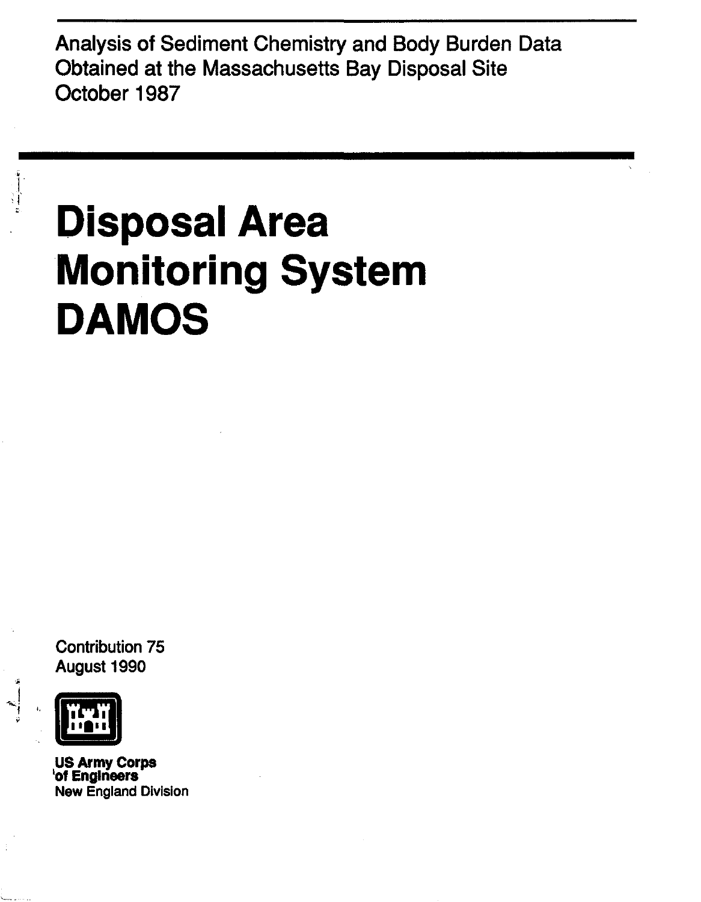Analysis of Sediment Chemistry and Body Burden Data Obtained at the Massachusetts Bay Disposal Site October 1987

# Disposal Area Monitoring System DAMOS

Contribution 75
August 1990

**US Army Corps of Engineers**
New England Division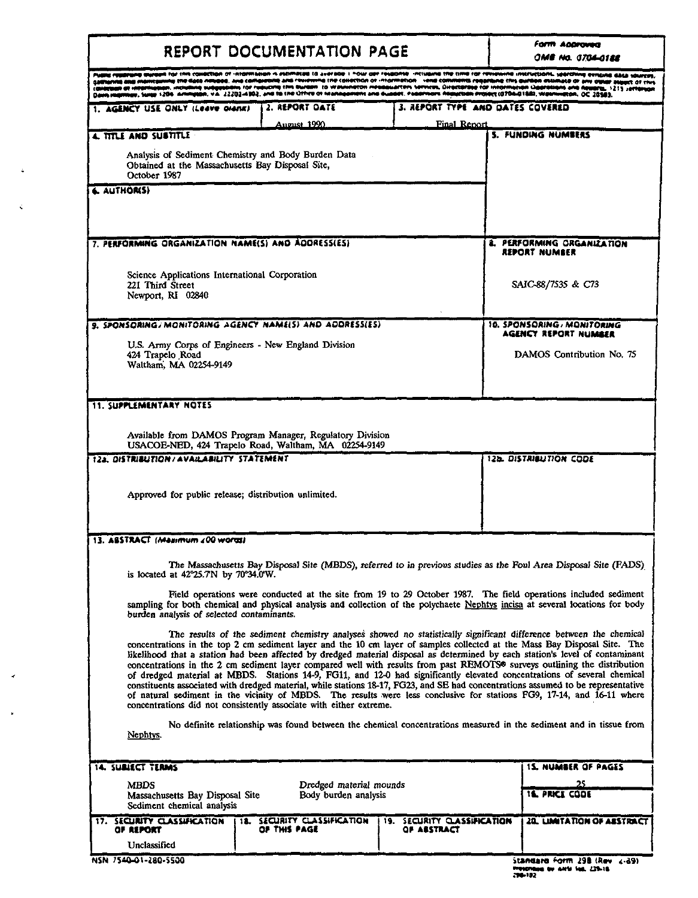# REPORT DOCUMENTATION PAGE

Form Approved
OMB No. 0704-0188

Public reporting burden for this collection of information is estimated to average 1 hour per response, including the time for reviewing instructions, searching existing data sources, gathering and maintaining the data needed, and completing and reviewing the collection of information. Send comments regarding this burden estimate or any other aspect of this collection of information, including suggestions for reducing this burden, to Washington Headquarters Services, Directorate for Information Operations and Reports, 1215 Jefferson Davis Highway, Suite 1204, Arlington, VA 22202-4302, and to the Office of Management and Budget, Paperwork Reduction Project (0704-0188), Washington, DC 20503.

**1. AGENCY USE ONLY** (Leave blank)

**2. REPORT DATE**
August 1990

**3. REPORT TYPE AND DATES COVERED**
Final Report

**4. TITLE AND SUBTITLE**

Analysis of Sediment Chemistry and Body Burden Data Obtained at the Massachusetts Bay Disposal Site, October 1987

**5. FUNDING NUMBERS**

**6. AUTHOR(S)**

**7. PERFORMING ORGANIZATION NAME(S) AND ADDRESS(ES)**

Science Applications International Corporation
221 Third Street
Newport, RI 02840

**8. PERFORMING ORGANIZATION REPORT NUMBER**

SAIC-88/7535 & C73

**9. SPONSORING/MONITORING AGENCY NAME(S) AND ADDRESS(ES)**

U.S. Army Corps of Engineers - New England Division
424 Trapelo Road
Waltham, MA 02254-9149

**10. SPONSORING/MONITORING AGENCY REPORT NUMBER**

DAMOS Contribution No. 75

**11. SUPPLEMENTARY NOTES**

Available from DAMOS Program Manager, Regulatory Division
USACOE-NED, 424 Trapelo Road, Waltham, MA 02254-9149

**12a. DISTRIBUTION/AVAILABILITY STATEMENT**

Approved for public release; distribution unlimited.

**12b. DISTRIBUTION CODE**

**13. ABSTRACT** (Maximum 200 words)

The Massachusetts Bay Disposal Site (MBDS), referred to in previous studies as the Foul Area Disposal Site (FADS) is located at 42°25.7N by 70°34.0'W.

Field operations were conducted at the site from 19 to 29 October 1987. The field operations included sediment sampling for both chemical and physical analysis and collection of the polychaete Nephtys incisa at several locations for body burden analysis of selected contaminants.

The results of the sediment chemistry analyses showed no statistically significant difference between the chemical concentrations in the top 2 cm sediment layer and the 10 cm layer of samples collected at the Mass Bay Disposal Site. The likelihood that a station had been affected by dredged material disposal as determined by each station's level of contaminant concentrations in the 2 cm sediment layer compared well with results from past REMOTS® surveys outlining the distribution of dredged material at MBDS. Stations 14-9, FG11, and 12-0 had significantly elevated concentrations of several chemical constituents associated with dredged material, while stations 18-17, FG23, and SE had concentrations assumed to be representative of natural sediment in the vicinity of MBDS. The results were less conclusive for stations FG9, 17-14, and 16-11 where concentrations did not consistently associate with either extreme.

No definite relationship was found between the chemical concentrations measured in the sediment and in tissue from Nephtys.

**14. SUBJECT TERMS**

MBDS
Massachusetts Bay Disposal Site
Sediment chemical analysis
Dredged material mounds
Body burden analysis

**15. NUMBER OF PAGES**
25

**16. PRICE CODE**

**17. SECURITY CLASSIFICATION OF REPORT**
Unclassified

**18. SECURITY CLASSIFICATION OF THIS PAGE**

**19. SECURITY CLASSIFICATION OF ABSTRACT**

**20. LIMITATION OF ABSTRACT**

NSN 7540-01-280-5500

Standard Form 298 (Rev. 2-89)
Prescribed by ANSI Std. Z39-18
298-102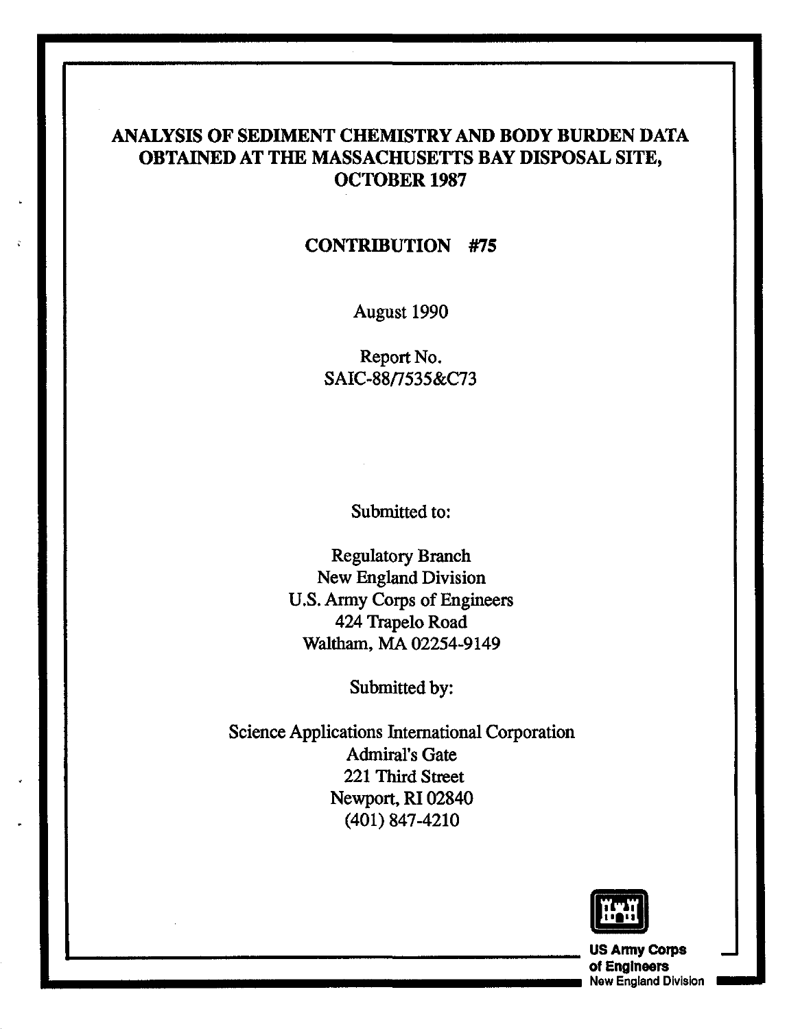# ANALYSIS OF SEDIMENT CHEMISTRY AND BODY BURDEN DATA OBTAINED AT THE MASSACHUSETTS BAY DISPOSAL SITE, OCTOBER 1987

## CONTRIBUTION #75

August 1990

Report No.
SAIC-88/7535&C73

Submitted to:

Regulatory Branch
New England Division
U.S. Army Corps of Engineers
424 Trapelo Road
Waltham, MA 02254-9149

Submitted by:

Science Applications International Corporation
Admiral's Gate
221 Third Street
Newport, RI 02840
(401) 847-4210

**US Army Corps of Engineers**
New England Division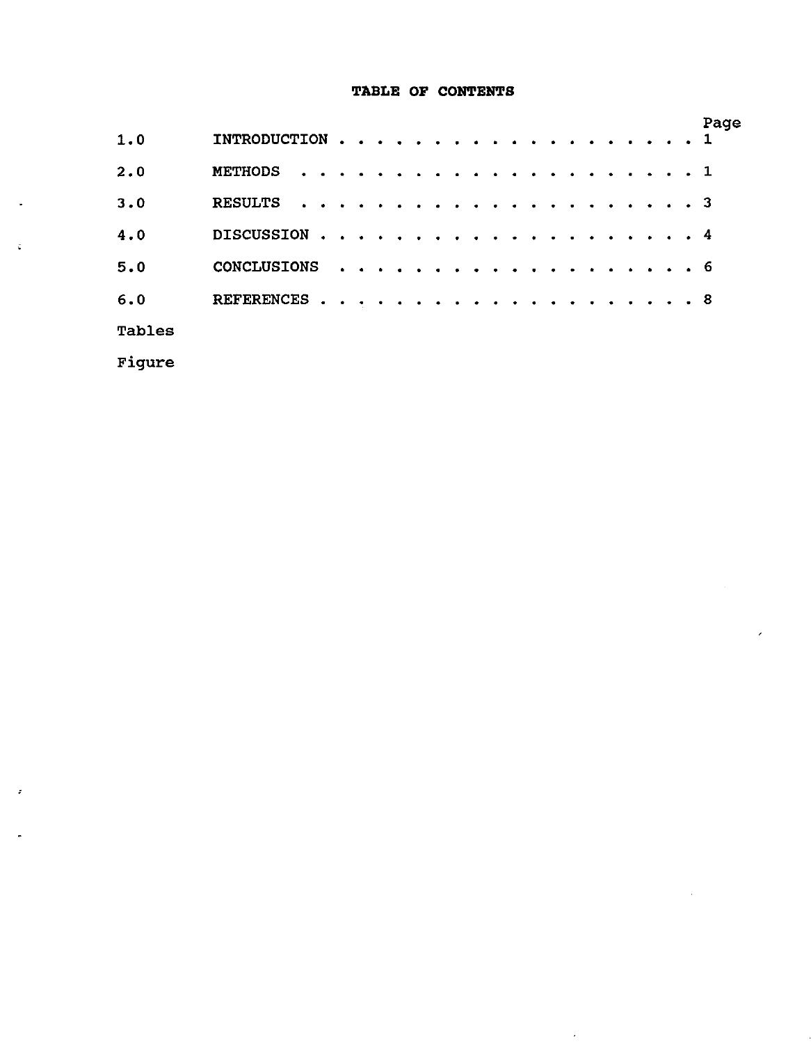# TABLE OF CONTENTS

| | | Page |
|---|---|---|
| 1.0 | INTRODUCTION | 1 |
| 2.0 | METHODS | 1 |
| 3.0 | RESULTS | 3 |
| 4.0 | DISCUSSION | 4 |
| 5.0 | CONCLUSIONS | 6 |
| 6.0 | REFERENCES | 8 |
| Tables | | |
| Figure | | |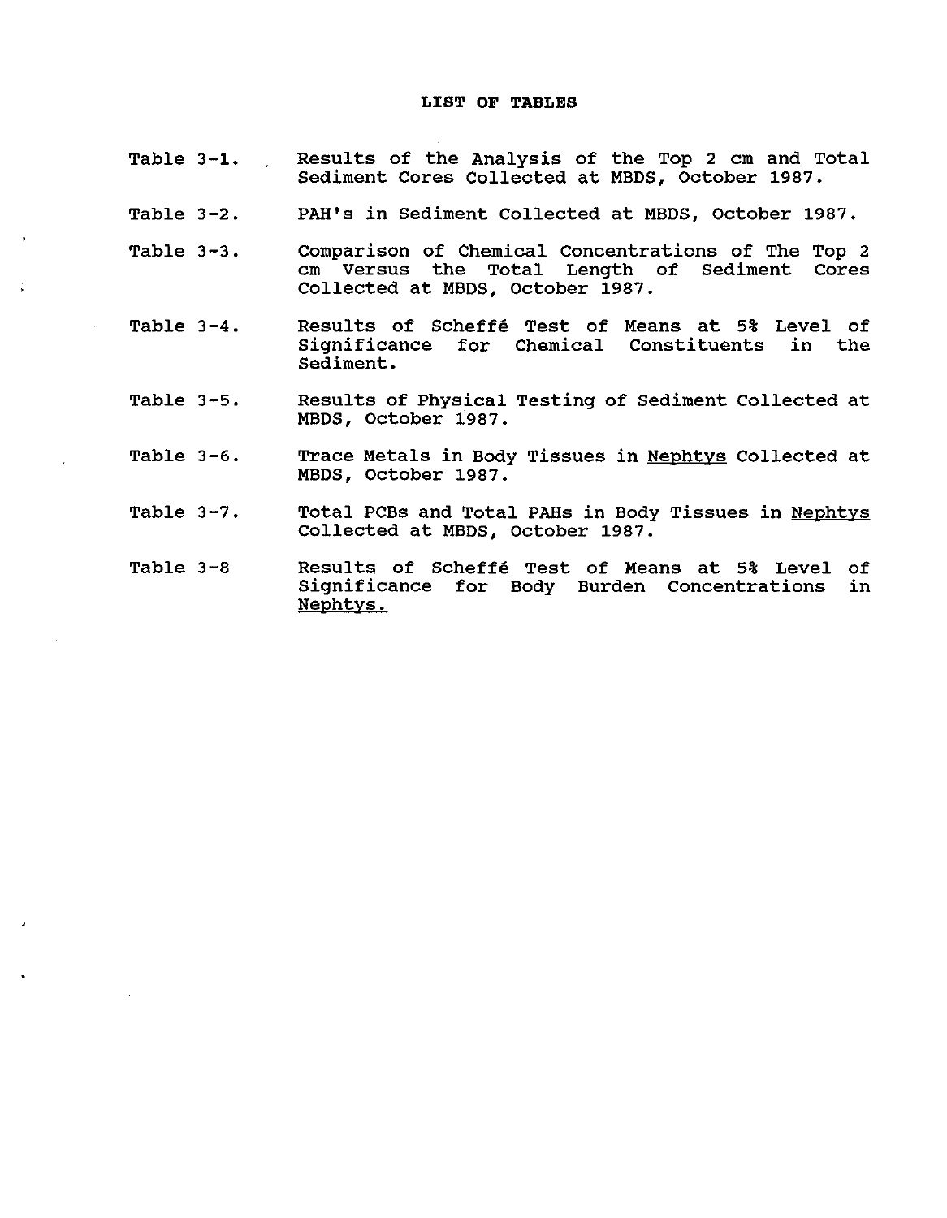## LIST OF TABLES

Table 3-1. Results of the Analysis of the Top 2 cm and Total Sediment Cores Collected at MBDS, October 1987.

Table 3-2. PAH's in Sediment Collected at MBDS, October 1987.

Table 3-3. Comparison of Chemical Concentrations of The Top 2 cm Versus the Total Length of Sediment Cores Collected at MBDS, October 1987.

Table 3-4. Results of Scheffé Test of Means at 5% Level of Significance for Chemical Constituents in the Sediment.

Table 3-5. Results of Physical Testing of Sediment Collected at MBDS, October 1987.

Table 3-6. Trace Metals in Body Tissues in Nephtys Collected at MBDS, October 1987.

Table 3-7. Total PCBs and Total PAHs in Body Tissues in Nephtys Collected at MBDS, October 1987.

Table 3-8 Results of Scheffé Test of Means at 5% Level of Significance for Body Burden Concentrations in Nephtys.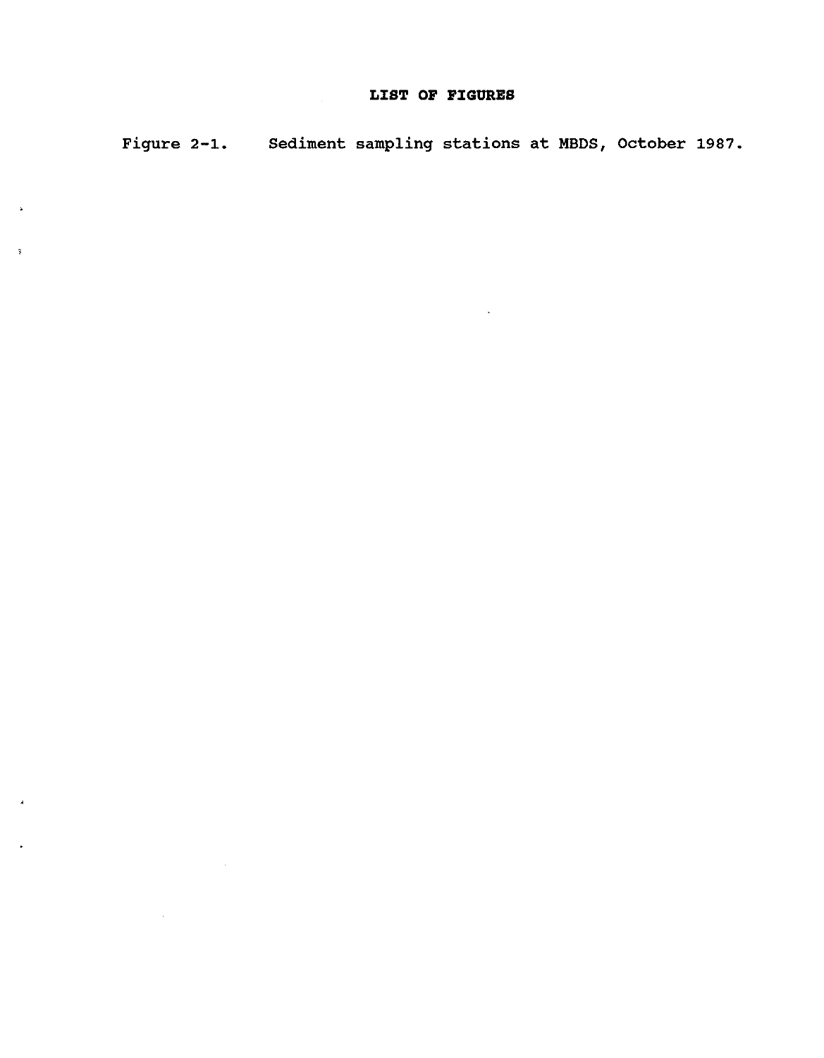## LIST OF FIGURES

Figure 2-1. Sediment sampling stations at MBDS, October 1987.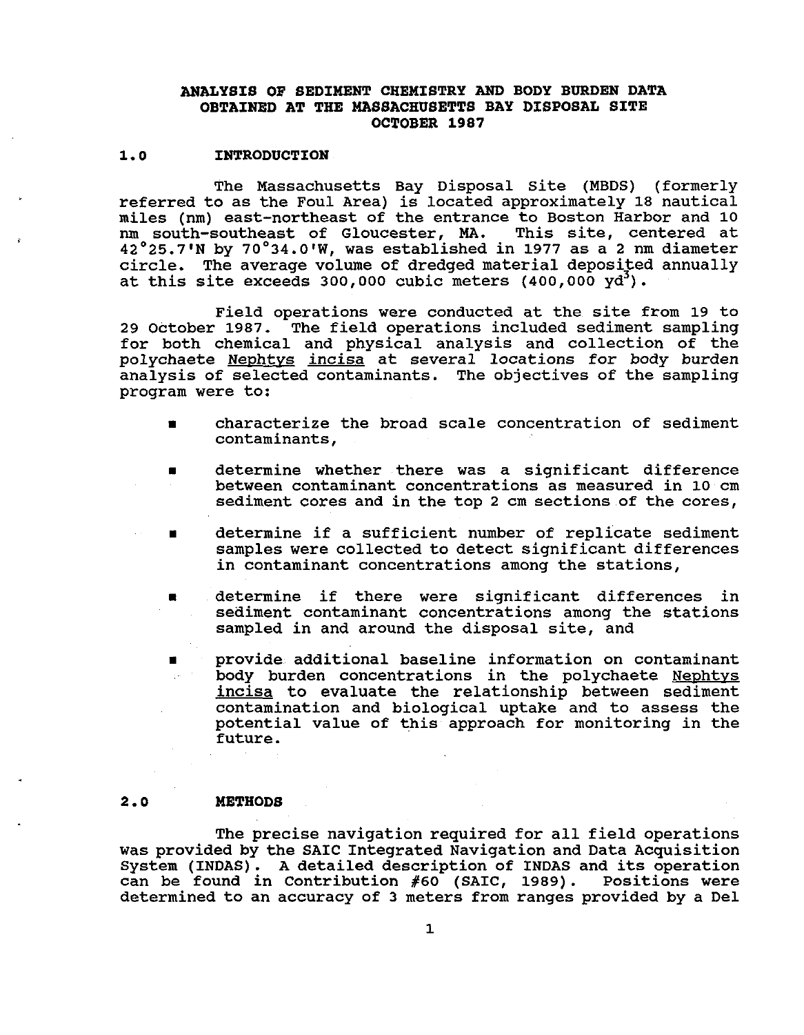# ANALYSIS OF SEDIMENT CHEMISTRY AND BODY BURDEN DATA OBTAINED AT THE MASSACHUSETTS BAY DISPOSAL SITE OCTOBER 1987

## 1.0 INTRODUCTION

The Massachusetts Bay Disposal Site (MBDS) (formerly referred to as the Foul Area) is located approximately 18 nautical miles (nm) east-northeast of the entrance to Boston Harbor and 10 nm south-southeast of Gloucester, MA. This site, centered at 42°25.7'N by 70°34.0'W, was established in 1977 as a 2 nm diameter circle. The average volume of dredged material deposited annually at this site exceeds 300,000 cubic meters (400,000 $yd^3$).

Field operations were conducted at the site from 19 to 29 October 1987. The field operations included sediment sampling for both chemical and physical analysis and collection of the polychaete _Nephtys incisa_ at several locations for body burden analysis of selected contaminants. The objectives of the sampling program were to:

- characterize the broad scale concentration of sediment contaminants,
- determine whether there was a significant difference between contaminant concentrations as measured in 10 cm sediment cores and in the top 2 cm sections of the cores,
- determine if a sufficient number of replicate sediment samples were collected to detect significant differences in contaminant concentrations among the stations,
- determine if there were significant differences in sediment contaminant concentrations among the stations sampled in and around the disposal site, and
- provide additional baseline information on contaminant body burden concentrations in the polychaete _Nephtys incisa_ to evaluate the relationship between sediment contamination and biological uptake and to assess the potential value of this approach for monitoring in the future.

## 2.0 METHODS

The precise navigation required for all field operations was provided by the SAIC Integrated Navigation and Data Acquisition System (INDAS). A detailed description of INDAS and its operation can be found in Contribution #60 (SAIC, 1989). Positions were determined to an accuracy of 3 meters from ranges provided by a Del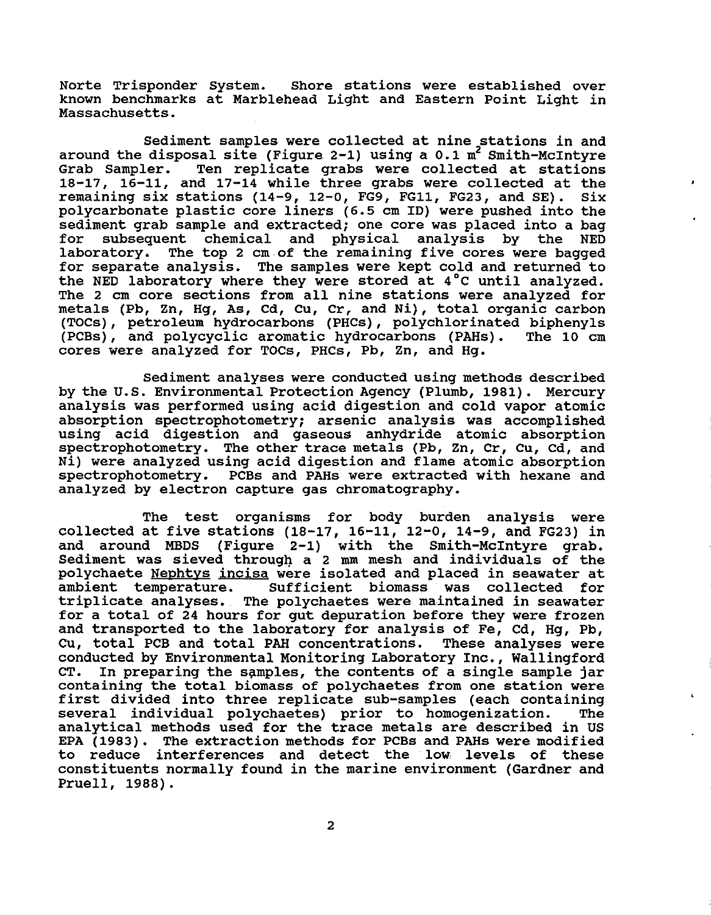Norte Trisponder System. Shore stations were established over known benchmarks at Marblehead Light and Eastern Point Light in Massachusetts.

Sediment samples were collected at nine stations in and around the disposal site (Figure 2-1) using a 0.1 $m^2$ Smith-McIntyre Grab Sampler. Ten replicate grabs were collected at stations 18-17, 16-11, and 17-14 while three grabs were collected at the remaining six stations (14-9, 12-0, FG9, FG11, FG23, and SE). Six polycarbonate plastic core liners (6.5 cm ID) were pushed into the sediment grab sample and extracted; one core was placed into a bag for subsequent chemical and physical analysis by the NED laboratory. The top 2 cm of the remaining five cores were bagged for separate analysis. The samples were kept cold and returned to the NED laboratory where they were stored at 4°C until analyzed. The 2 cm core sections from all nine stations were analyzed for metals (Pb, Zn, Hg, As, Cd, Cu, Cr, and Ni), total organic carbon (TOCs), petroleum hydrocarbons (PHCs), polychlorinated biphenyls (PCBs), and polycyclic aromatic hydrocarbons (PAHs). The 10 cm cores were analyzed for TOCs, PHCs, Pb, Zn, and Hg.

Sediment analyses were conducted using methods described by the U.S. Environmental Protection Agency (Plumb, 1981). Mercury analysis was performed using acid digestion and cold vapor atomic absorption spectrophotometry; arsenic analysis was accomplished using acid digestion and gaseous anhydride atomic absorption spectrophotometry. The other trace metals (Pb, Zn, Cr, Cu, Cd, and Ni) were analyzed using acid digestion and flame atomic absorption spectrophotometry. PCBs and PAHs were extracted with hexane and analyzed by electron capture gas chromatography.

The test organisms for body burden analysis were collected at five stations (18-17, 16-11, 12-0, 14-9, and FG23) in and around MBDS (Figure 2-1) with the Smith-McIntyre grab. Sediment was sieved through a 2 mm mesh and individuals of the polychaete _Nephtys incisa_ were isolated and placed in seawater at ambient temperature. Sufficient biomass was collected for triplicate analyses. The polychaetes were maintained in seawater for a total of 24 hours for gut depuration before they were frozen and transported to the laboratory for analysis of Fe, Cd, Hg, Pb, Cu, total PCB and total PAH concentrations. These analyses were conducted by Environmental Monitoring Laboratory Inc., Wallingford CT. In preparing the samples, the contents of a single sample jar containing the total biomass of polychaetes from one station were first divided into three replicate sub-samples (each containing several individual polychaetes) prior to homogenization. The analytical methods used for the trace metals are described in US EPA (1983). The extraction methods for PCBs and PAHs were modified to reduce interferences and detect the low levels of these constituents normally found in the marine environment (Gardner and Pruell, 1988).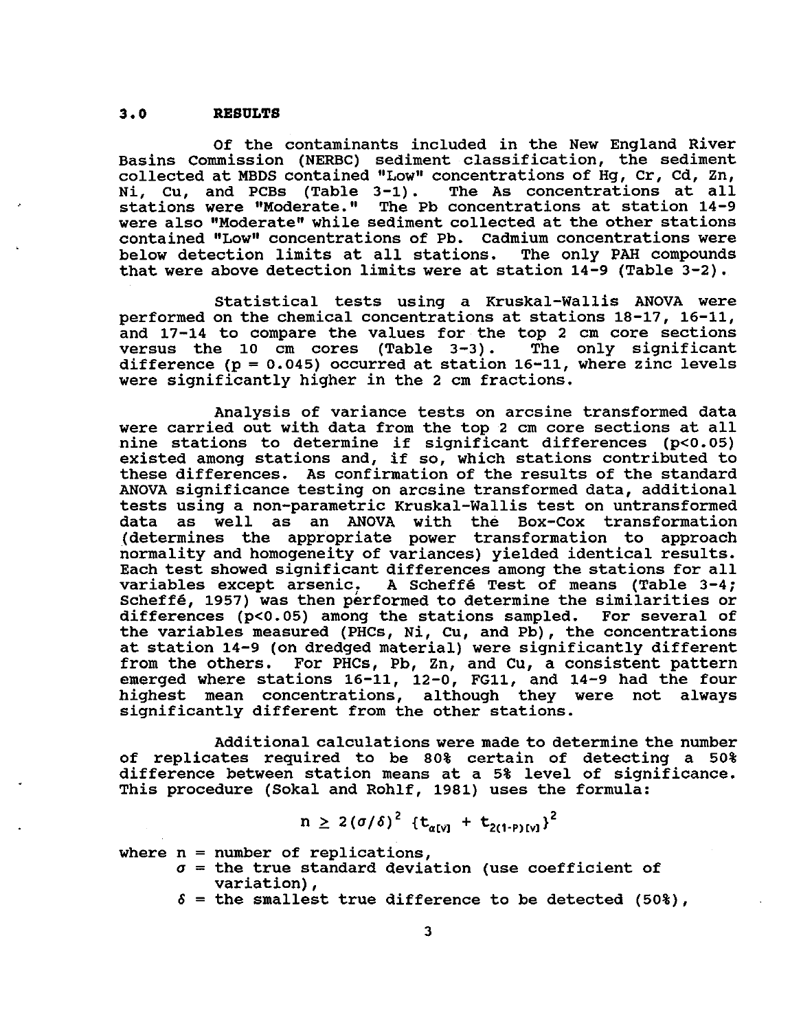## 3.0 RESULTS

Of the contaminants included in the New England River Basins Commission (NERBC) sediment classification, the sediment collected at MBDS contained "Low" concentrations of Hg, Cr, Cd, Zn, Ni, Cu, and PCBs (Table 3-1). The As concentrations at all stations were "Moderate." The Pb concentrations at station 14-9 were also "Moderate" while sediment collected at the other stations contained "Low" concentrations of Pb. Cadmium concentrations were below detection limits at all stations. The only PAH compounds that were above detection limits were at station 14-9 (Table 3-2).

Statistical tests using a Kruskal-Wallis ANOVA were performed on the chemical concentrations at stations 18-17, 16-11, and 17-14 to compare the values for the top 2 cm core sections versus the 10 cm cores (Table 3-3). The only significant difference ($p = 0.045$) occurred at station 16-11, where zinc levels were significantly higher in the 2 cm fractions.

Analysis of variance tests on arcsine transformed data were carried out with data from the top 2 cm core sections at all nine stations to determine if significant differences ($p<0.05$) existed among stations and, if so, which stations contributed to these differences. As confirmation of the results of the standard ANOVA significance testing on arcsine transformed data, additional tests using a non-parametric Kruskal-Wallis test on untransformed data as well as an ANOVA with the Box-Cox transformation (determines the appropriate power transformation to approach normality and homogeneity of variances) yielded identical results. Each test showed significant differences among the stations for all variables except arsenic. A Scheffé Test of means (Table 3-4; Scheffé, 1957) was then performed to determine the similarities or differences ($p<0.05$) among the stations sampled. For several of the variables measured (PHCs, Ni, Cu, and Pb), the concentrations at station 14-9 (on dredged material) were significantly different from the others. For PHCs, Pb, Zn, and Cu, a consistent pattern emerged where stations 16-11, 12-0, FG11, and 14-9 had the four highest mean concentrations, although they were not always significantly different from the other stations.

Additional calculations were made to determine the number of replicates required to be 80% certain of detecting a 50% difference between station means at a 5% level of significance. This procedure (Sokal and Rohlf, 1981) uses the formula:

$$n \geq 2(\sigma/\delta)^2 \{t_{\alpha[v]} + t_{2(1-P)[v]}\}^2$$

where $n$ = number of replications,
$\sigma$ = the true standard deviation (use coefficient of variation),
$\delta$ = the smallest true difference to be detected (50%),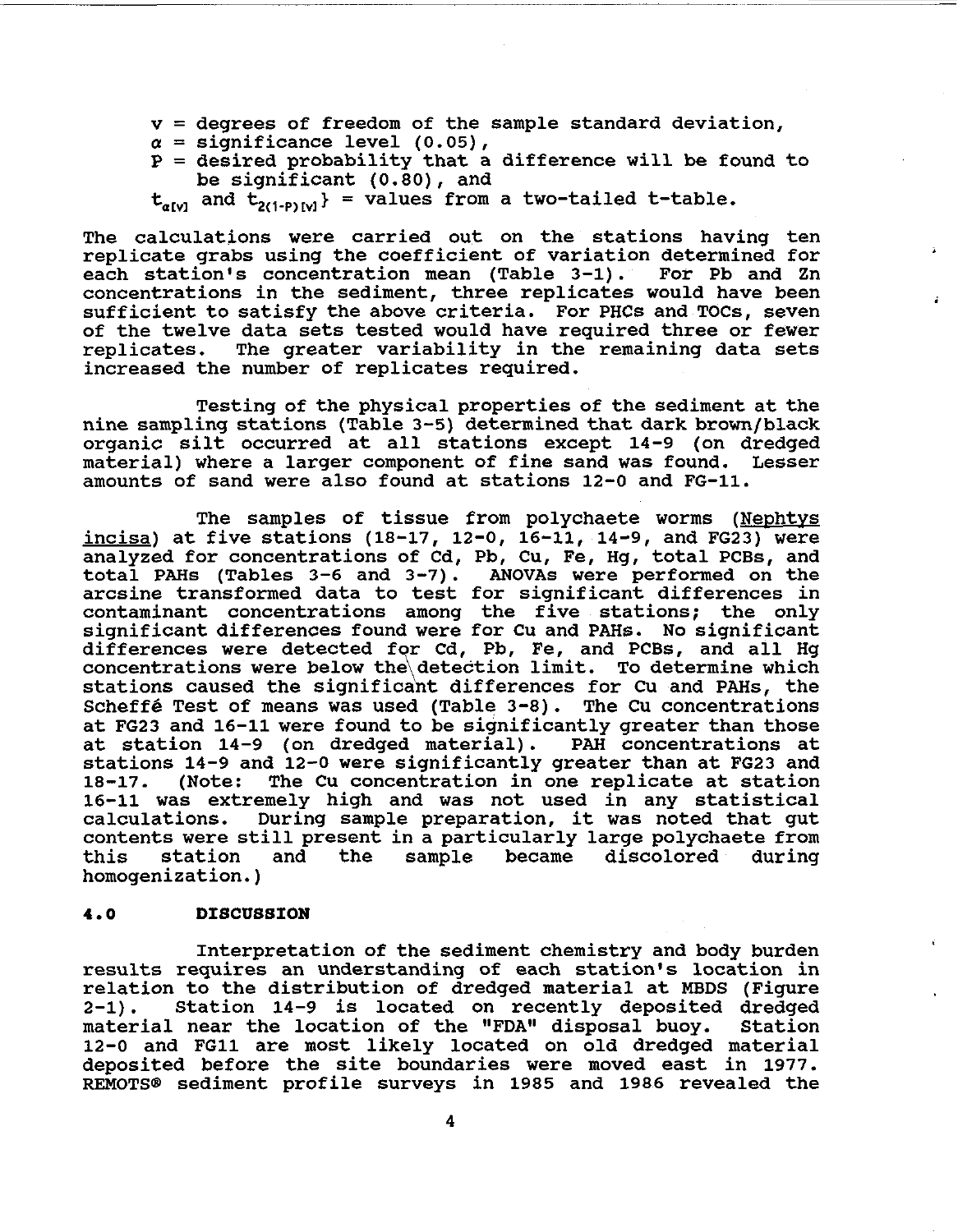v = degrees of freedom of the sample standard deviation,
$\alpha$ = significance level (0.05),
P = desired probability that a difference will be found to be significant (0.80), and
$t_{\alpha[v]}$ and $t_{2(1-P)[v]}$} = values from a two-tailed t-table.

The calculations were carried out on the stations having ten replicate grabs using the coefficient of variation determined for each station's concentration mean (Table 3-1). For Pb and Zn concentrations in the sediment, three replicates would have been sufficient to satisfy the above criteria. For PHCs and TOCs, seven of the twelve data sets tested would have required three or fewer replicates. The greater variability in the remaining data sets increased the number of replicates required.

Testing of the physical properties of the sediment at the nine sampling stations (Table 3-5) determined that dark brown/black organic silt occurred at all stations except 14-9 (on dredged material) where a larger component of fine sand was found. Lesser amounts of sand were also found at stations 12-0 and FG-11.

The samples of tissue from polychaete worms (*Nephtys incisa*) at five stations (18-17, 12-0, 16-11, 14-9, and FG23) were analyzed for concentrations of Cd, Pb, Cu, Fe, Hg, total PCBs, and total PAHs (Tables 3-6 and 3-7). ANOVAs were performed on the arcsine transformed data to test for significant differences in contaminant concentrations among the five stations; the only significant differences found were for Cu and PAHs. No significant differences were detected for Cd, Pb, Fe, and PCBs, and all Hg concentrations were below the detection limit. To determine which stations caused the significant differences for Cu and PAHs, the Scheffé Test of means was used (Table 3-8). The Cu concentrations at FG23 and 16-11 were found to be significantly greater than those at station 14-9 (on dredged material). PAH concentrations at stations 14-9 and 12-0 were significantly greater than at FG23 and 18-17. (Note: The Cu concentration in one replicate at station 16-11 was extremely high and was not used in any statistical calculations. During sample preparation, it was noted that gut contents were still present in a particularly large polychaete from this station and the sample became discolored during homogenization.)

## 4.0 DISCUSSION

Interpretation of the sediment chemistry and body burden results requires an understanding of each station's location in relation to the distribution of dredged material at MBDS (Figure 2-1). Station 14-9 is located on recently deposited dredged material near the location of the "FDA" disposal buoy. Station 12-0 and FG11 are most likely located on old dredged material deposited before the site boundaries were moved east in 1977. REMOTS® sediment profile surveys in 1985 and 1986 revealed the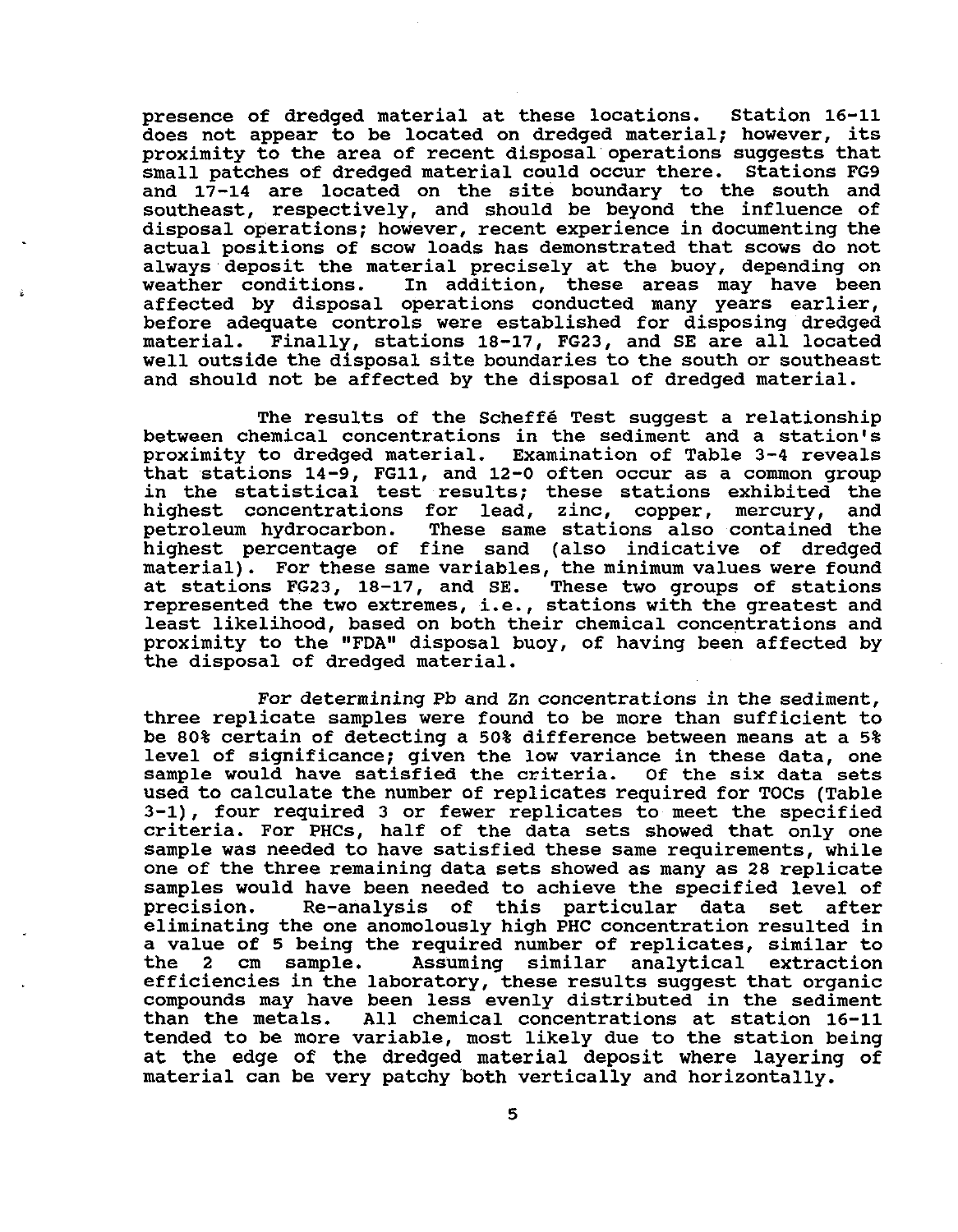presence of dredged material at these locations. Station 16-11 does not appear to be located on dredged material; however, its proximity to the area of recent disposal operations suggests that small patches of dredged material could occur there. Stations FG9 and 17-14 are located on the site boundary to the south and southeast, respectively, and should be beyond the influence of disposal operations; however, recent experience in documenting the actual positions of scow loads has demonstrated that scows do not always deposit the material precisely at the buoy, depending on weather conditions. In addition, these areas may have been affected by disposal operations conducted many years earlier, before adequate controls were established for disposing dredged material. Finally, stations 18-17, FG23, and SE are all located well outside the disposal site boundaries to the south or southeast and should not be affected by the disposal of dredged material.

The results of the Scheffé Test suggest a relationship between chemical concentrations in the sediment and a station's proximity to dredged material. Examination of Table 3-4 reveals that stations 14-9, FG11, and 12-0 often occur as a common group in the statistical test results; these stations exhibited the highest concentrations for lead, zinc, copper, mercury, and petroleum hydrocarbon. These same stations also contained the highest percentage of fine sand (also indicative of dredged material). For these same variables, the minimum values were found at stations FG23, 18-17, and SE. These two groups of stations represented the two extremes, i.e., stations with the greatest and least likelihood, based on both their chemical concentrations and proximity to the "FDA" disposal buoy, of having been affected by the disposal of dredged material.

For determining Pb and Zn concentrations in the sediment, three replicate samples were found to be more than sufficient to be 80% certain of detecting a 50% difference between means at a 5% level of significance; given the low variance in these data, one sample would have satisfied the criteria. Of the six data sets used to calculate the number of replicates required for TOCs (Table 3-1), four required 3 or fewer replicates to meet the specified criteria. For PHCs, half of the data sets showed that only one sample was needed to have satisfied these same requirements, while one of the three remaining data sets showed as many as 28 replicate samples would have been needed to achieve the specified level of precision. Re-analysis of this particular data set after eliminating the one anomolously high PHC concentration resulted in a value of 5 being the required number of replicates, similar to the 2 cm sample. Assuming similar analytical extraction efficiencies in the laboratory, these results suggest that organic compounds may have been less evenly distributed in the sediment than the metals. All chemical concentrations at station 16-11 tended to be more variable, most likely due to the station being at the edge of the dredged material deposit where layering of material can be very patchy both vertically and horizontally.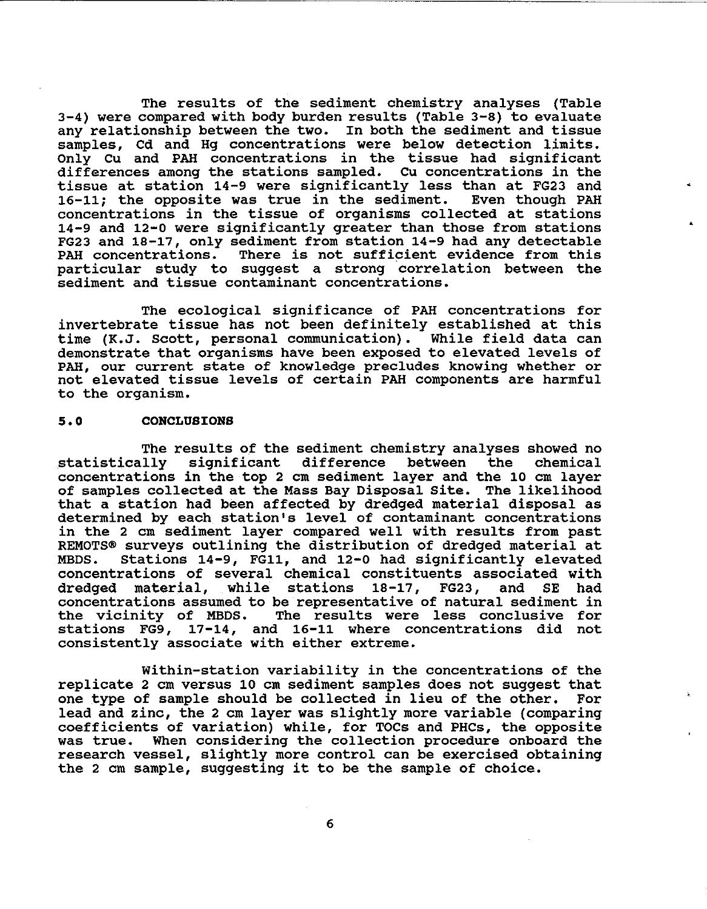The results of the sediment chemistry analyses (Table 3-4) were compared with body burden results (Table 3-8) to evaluate any relationship between the two. In both the sediment and tissue samples, Cd and Hg concentrations were below detection limits. Only Cu and PAH concentrations in the tissue had significant differences among the stations sampled. Cu concentrations in the tissue at station 14-9 were significantly less than at FG23 and 16-11; the opposite was true in the sediment. Even though PAH concentrations in the tissue of organisms collected at stations 14-9 and 12-0 were significantly greater than those from stations FG23 and 18-17, only sediment from station 14-9 had any detectable PAH concentrations. There is not sufficient evidence from this particular study to suggest a strong correlation between the sediment and tissue contaminant concentrations.

The ecological significance of PAH concentrations for invertebrate tissue has not been definitely established at this time (K.J. Scott, personal communication). While field data can demonstrate that organisms have been exposed to elevated levels of PAH, our current state of knowledge precludes knowing whether or not elevated tissue levels of certain PAH components are harmful to the organism.

## 5.0 CONCLUSIONS

The results of the sediment chemistry analyses showed no statistically significant difference between the chemical concentrations in the top 2 cm sediment layer and the 10 cm layer of samples collected at the Mass Bay Disposal Site. The likelihood that a station had been affected by dredged material disposal as determined by each station's level of contaminant concentrations in the 2 cm sediment layer compared well with results from past REMOTS® surveys outlining the distribution of dredged material at MBDS. Stations 14-9, FG11, and 12-0 had significantly elevated concentrations of several chemical constituents associated with dredged material, while stations 18-17, FG23, and SE had concentrations assumed to be representative of natural sediment in the vicinity of MBDS. The results were less conclusive for stations FG9, 17-14, and 16-11 where concentrations did not consistently associate with either extreme.

Within-station variability in the concentrations of the replicate 2 cm versus 10 cm sediment samples does not suggest that one type of sample should be collected in lieu of the other. For lead and zinc, the 2 cm layer was slightly more variable (comparing coefficients of variation) while, for TOCs and PHCs, the opposite was true. When considering the collection procedure onboard the research vessel, slightly more control can be exercised obtaining the 2 cm sample, suggesting it to be the sample of choice.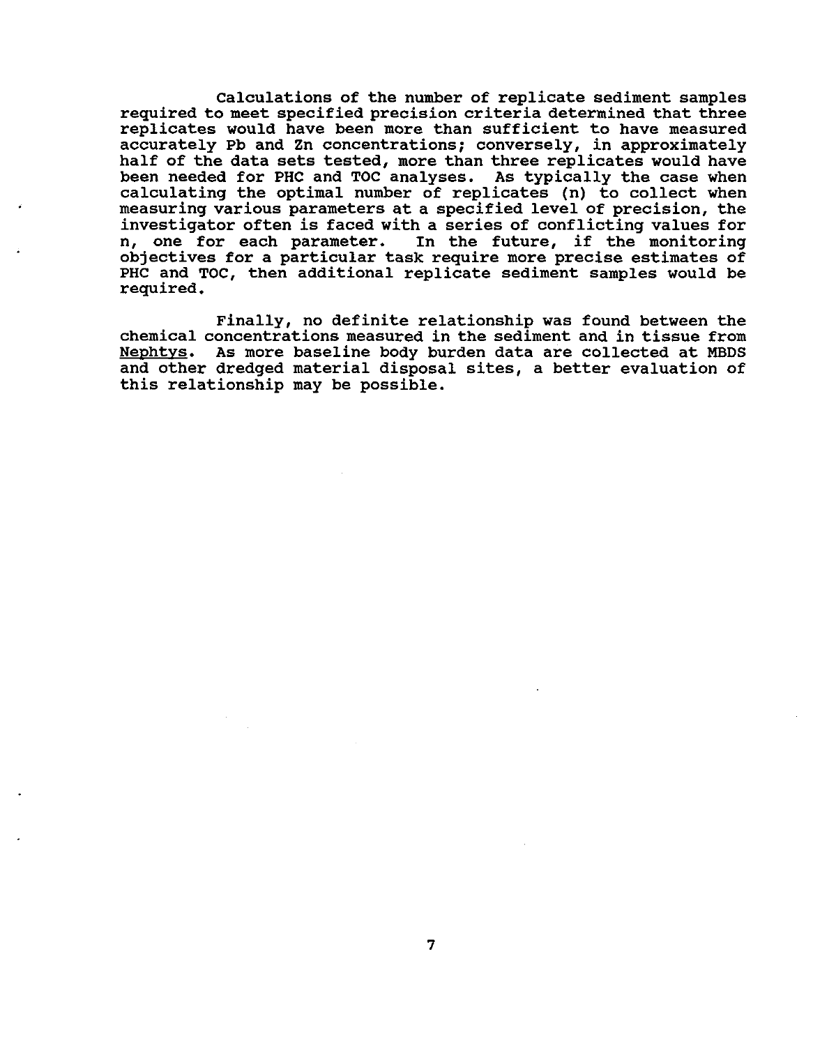Calculations of the number of replicate sediment samples required to meet specified precision criteria determined that three replicates would have been more than sufficient to have measured accurately Pb and Zn concentrations; conversely, in approximately half of the data sets tested, more than three replicates would have been needed for PHC and TOC analyses. As typically the case when calculating the optimal number of replicates (n) to collect when measuring various parameters at a specified level of precision, the investigator often is faced with a series of conflicting values for n, one for each parameter. In the future, if the monitoring objectives for a particular task require more precise estimates of PHC and TOC, then additional replicate sediment samples would be required.

Finally, no definite relationship was found between the chemical concentrations measured in the sediment and in tissue from *Nephtys*. As more baseline body burden data are collected at MBDS and other dredged material disposal sites, a better evaluation of this relationship may be possible.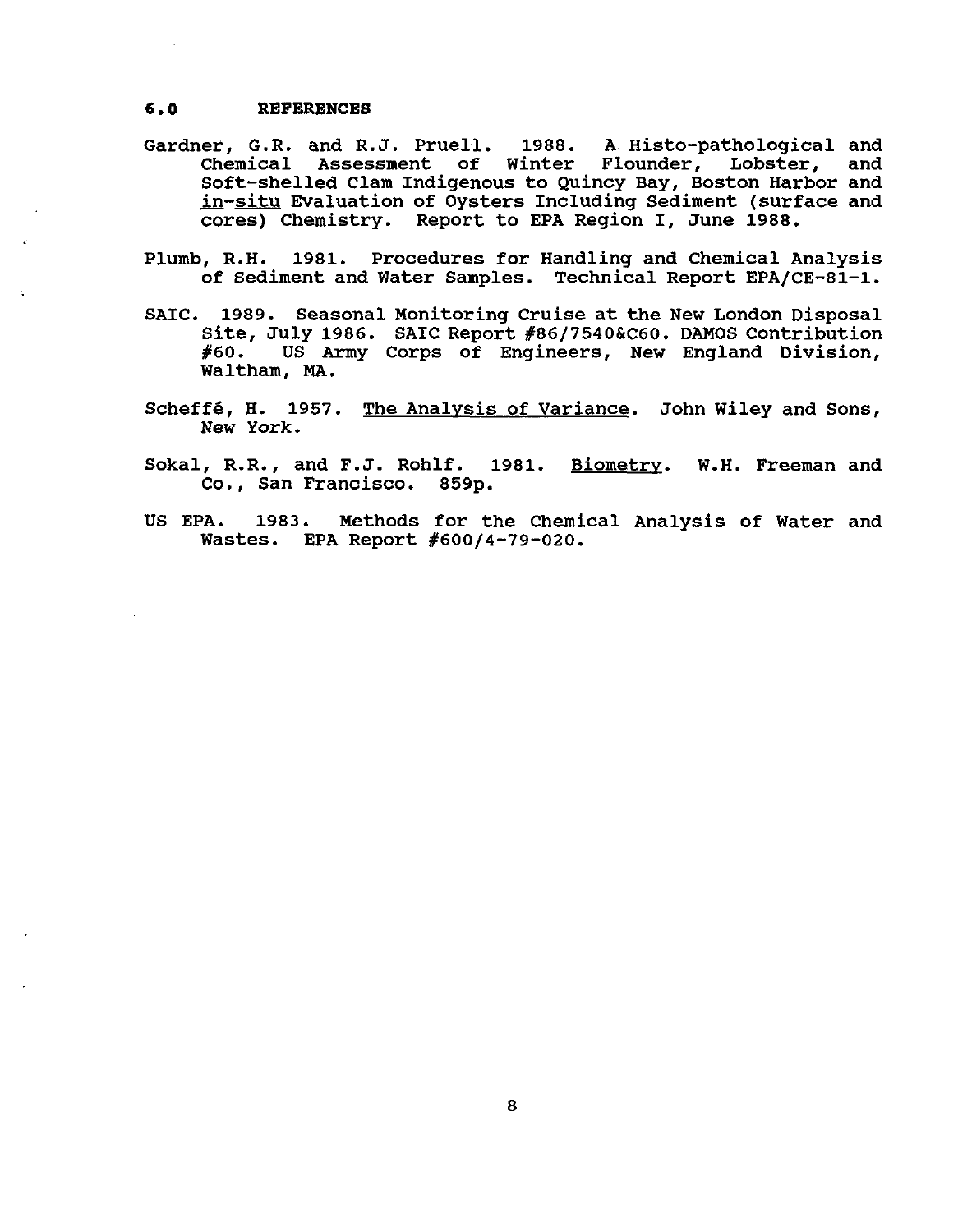## 6.0 REFERENCES

Gardner, G.R. and R.J. Pruell. 1988. A Histo-pathological and Chemical Assessment of Winter Flounder, Lobster, and Soft-shelled Clam Indigenous to Quincy Bay, Boston Harbor and in-situ Evaluation of Oysters Including Sediment (surface and cores) Chemistry. Report to EPA Region I, June 1988.

Plumb, R.H. 1981. Procedures for Handling and Chemical Analysis of Sediment and Water Samples. Technical Report EPA/CE-81-1.

SAIC. 1989. Seasonal Monitoring Cruise at the New London Disposal Site, July 1986. SAIC Report #86/7540&C60. DAMOS Contribution #60. US Army Corps of Engineers, New England Division, Waltham, MA.

Scheffé, H. 1957. The Analysis of Variance. John Wiley and Sons, New York.

Sokal, R.R., and F.J. Rohlf. 1981. Biometry. W.H. Freeman and Co., San Francisco. 859p.

US EPA. 1983. Methods for the Chemical Analysis of Water and Wastes. EPA Report #600/4-79-020.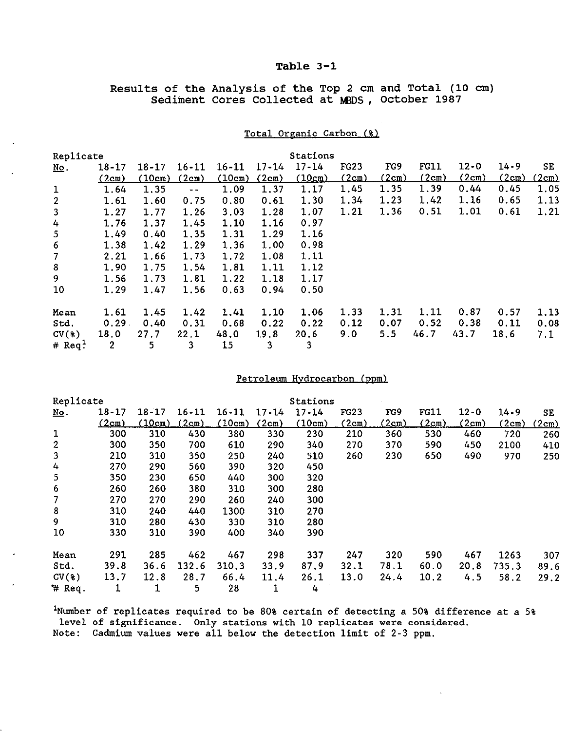# Table 3-1

## Results of the Analysis of the Top 2 cm and Total (10 cm) Sediment Cores Collected at MBDS, October 1987

### Total Organic Carbon (%)

| Replicate No. | 18-17 (2cm) | 18-17 (10cm) | 16-11 (2cm) | 16-11 (10cm) | 17-14 (2cm) | 17-14 (10cm) | FG23 (2cm) | FG9 (2cm) | FG11 (2cm) | 12-0 (2cm) | 14-9 (2cm) | SE (2cm) |
|---|---|---|---|---|---|---|---|---|---|---|---|---|
| 1 | 1.64 | 1.35 | -- | 1.09 | 1.37 | 1.17 | 1.45 | 1.35 | 1.39 | 0.44 | 0.45 | 1.05 |
| 2 | 1.61 | 1.60 | 0.75 | 0.80 | 0.61 | 1.30 | 1.34 | 1.23 | 1.42 | 1.16 | 0.65 | 1.13 |
| 3 | 1.27 | 1.77 | 1.26 | 3.03 | 1.28 | 1.07 | 1.21 | 1.36 | 0.51 | 1.01 | 0.61 | 1.21 |
| 4 | 1.76 | 1.37 | 1.45 | 1.10 | 1.16 | 0.97 | | | | | | |
| 5 | 1.49 | 0.40 | 1.35 | 1.31 | 1.29 | 1.16 | | | | | | |
| 6 | 1.38 | 1.42 | 1.29 | 1.36 | 1.00 | 0.98 | | | | | | |
| 7 | 2.21 | 1.66 | 1.73 | 1.72 | 1.08 | 1.11 | | | | | | |
| 8 | 1.90 | 1.75 | 1.54 | 1.81 | 1.11 | 1.12 | | | | | | |
| 9 | 1.56 | 1.73 | 1.81 | 1.22 | 1.18 | 1.17 | | | | | | |
| 10 | 1.29 | 1.47 | 1.56 | 0.63 | 0.94 | 0.50 | | | | | | |
| Mean | 1.61 | 1.45 | 1.42 | 1.41 | 1.10 | 1.06 | 1.33 | 1.31 | 1.11 | 0.87 | 0.57 | 1.13 |
| Std. | 0.29 | 0.40 | 0.31 | 0.68 | 0.22 | 0.22 | 0.12 | 0.07 | 0.52 | 0.38 | 0.11 | 0.08 |
| CV(%) | 18.0 | 27.7 | 22.1 | 48.0 | 19.8 | 20.6 | 9.0 | 5.5 | 46.7 | 43.7 | 18.6 | 7.1 |
| # Req.[1] | 2 | 5 | 3 | 15 | 3 | 3 | | | | | | |

### Petroleum Hydrocarbon (ppm)

| Replicate No. | 18-17 (2cm) | 18-17 (10cm) | 16-11 (2cm) | 16-11 (10cm) | 17-14 (2cm) | 17-14 (10cm) | FG23 (2cm) | FG9 (2cm) | FG11 (2cm) | 12-0 (2cm) | 14-9 (2cm) | SE (2cm) |
|---|---|---|---|---|---|---|---|---|---|---|---|---|
| 1 | 300 | 310 | 430 | 380 | 330 | 230 | 210 | 360 | 530 | 460 | 720 | 260 |
| 2 | 300 | 350 | 700 | 610 | 290 | 340 | 270 | 370 | 590 | 450 | 2100 | 410 |
| 3 | 210 | 310 | 350 | 250 | 240 | 510 | 260 | 230 | 650 | 490 | 970 | 250 |
| 4 | 270 | 290 | 560 | 390 | 320 | 450 | | | | | | |
| 5 | 350 | 230 | 650 | 440 | 300 | 320 | | | | | | |
| 6 | 260 | 260 | 380 | 310 | 300 | 280 | | | | | | |
| 7 | 270 | 270 | 290 | 260 | 240 | 300 | | | | | | |
| 8 | 310 | 240 | 440 | 1300 | 310 | 270 | | | | | | |
| 9 | 310 | 280 | 430 | 330 | 310 | 280 | | | | | | |
| 10 | 330 | 310 | 390 | 400 | 340 | 390 | | | | | | |
| Mean | 291 | 285 | 462 | 467 | 298 | 337 | 247 | 320 | 590 | 467 | 1263 | 307 |
| Std. | 39.8 | 36.6 | 132.6 | 310.3 | 33.9 | 87.9 | 32.1 | 78.1 | 60.0 | 20.8 | 735.3 | 89.6 |
| CV(%) | 13.7 | 12.8 | 28.7 | 66.4 | 11.4 | 26.1 | 13.0 | 24.4 | 10.2 | 4.5 | 58.2 | 29.2 |
| # Req. | 1 | 1 | 5 | 28 | 1 | 4 | | | | | | |

[1]Number of replicates required to be 80% certain of detecting a 50% difference at a 5% level of significance. Only stations with 10 replicates were considered.

Note: Cadmium values were all below the detection limit of 2-3 ppm.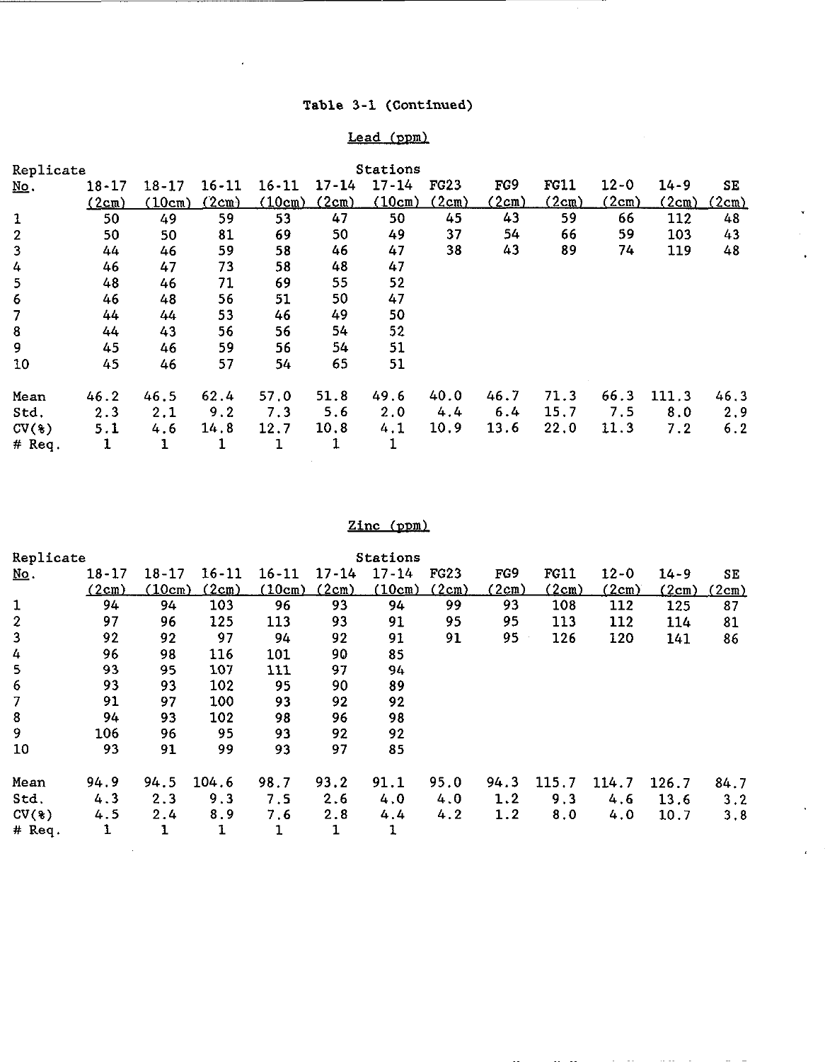### Table 3-1 (Continued)

#### Lead (ppm)

| Replicate No. | 18-17 (2cm) | 18-17 (10cm) | 16-11 (2cm) | 16-11 (10cm) | 17-14 (2cm) | 17-14 (10cm) | FG23 (2cm) | FG9 (2cm) | FG11 (2cm) | 12-0 (2cm) | 14-9 (2cm) | SE (2cm) |
|---|---|---|---|---|---|---|---|---|---|---|---|---|
| 1 | 50 | 49 | 59 | 53 | 47 | 50 | 45 | 43 | 59 | 66 | 112 | 48 |
| 2 | 50 | 50 | 81 | 69 | 50 | 49 | 37 | 54 | 66 | 59 | 103 | 43 |
| 3 | 44 | 46 | 59 | 58 | 46 | 47 | 38 | 43 | 89 | 74 | 119 | 48 |
| 4 | 46 | 47 | 73 | 58 | 48 | 47 | | | | | | |
| 5 | 48 | 46 | 71 | 69 | 55 | 52 | | | | | | |
| 6 | 46 | 48 | 56 | 51 | 50 | 47 | | | | | | |
| 7 | 44 | 44 | 53 | 46 | 49 | 50 | | | | | | |
| 8 | 44 | 43 | 56 | 56 | 54 | 52 | | | | | | |
| 9 | 45 | 46 | 59 | 56 | 54 | 51 | | | | | | |
| 10 | 45 | 46 | 57 | 54 | 65 | 51 | | | | | | |
| Mean | 46.2 | 46.5 | 62.4 | 57.0 | 51.8 | 49.6 | 40.0 | 46.7 | 71.3 | 66.3 | 111.3 | 46.3 |
| Std. | 2.3 | 2.1 | 9.2 | 7.3 | 5.6 | 2.0 | 4.4 | 6.4 | 15.7 | 7.5 | 8.0 | 2.9 |
| CV(%) | 5.1 | 4.6 | 14.8 | 12.7 | 10.8 | 4.1 | 10.9 | 13.6 | 22.0 | 11.3 | 7.2 | 6.2 |
| # Req. | 1 | 1 | 1 | 1 | 1 | 1 | | | | | | |

#### Zinc (ppm)

| Replicate No. | 18-17 (2cm) | 18-17 (10cm) | 16-11 (2cm) | 16-11 (10cm) | 17-14 (2cm) | 17-14 (10cm) | FG23 (2cm) | FG9 (2cm) | FG11 (2cm) | 12-0 (2cm) | 14-9 (2cm) | SE (2cm) |
|---|---|---|---|---|---|---|---|---|---|---|---|---|
| 1 | 94 | 94 | 103 | 96 | 93 | 94 | 99 | 93 | 108 | 112 | 125 | 87 |
| 2 | 97 | 96 | 125 | 113 | 93 | 91 | 95 | 95 | 113 | 112 | 114 | 81 |
| 3 | 92 | 92 | 97 | 94 | 92 | 91 | 91 | 95 | 126 | 120 | 141 | 86 |
| 4 | 96 | 98 | 116 | 101 | 90 | 85 | | | | | | |
| 5 | 93 | 95 | 107 | 111 | 97 | 94 | | | | | | |
| 6 | 93 | 93 | 102 | 95 | 90 | 89 | | | | | | |
| 7 | 91 | 97 | 100 | 93 | 92 | 92 | | | | | | |
| 8 | 94 | 93 | 102 | 98 | 96 | 98 | | | | | | |
| 9 | 106 | 96 | 95 | 93 | 92 | 92 | | | | | | |
| 10 | 93 | 91 | 99 | 93 | 97 | 85 | | | | | | |
| Mean | 94.9 | 94.5 | 104.6 | 98.7 | 93.2 | 91.1 | 95.0 | 94.3 | 115.7 | 114.7 | 126.7 | 84.7 |
| Std. | 4.3 | 2.3 | 9.3 | 7.5 | 2.6 | 4.0 | 4.0 | 1.2 | 9.3 | 4.6 | 13.6 | 3.2 |
| CV(%) | 4.5 | 2.4 | 8.9 | 7.6 | 2.8 | 4.4 | 4.2 | 1.2 | 8.0 | 4.0 | 10.7 | 3.8 |
| # Req. | 1 | 1 | 1 | 1 | 1 | 1 | | | | | | |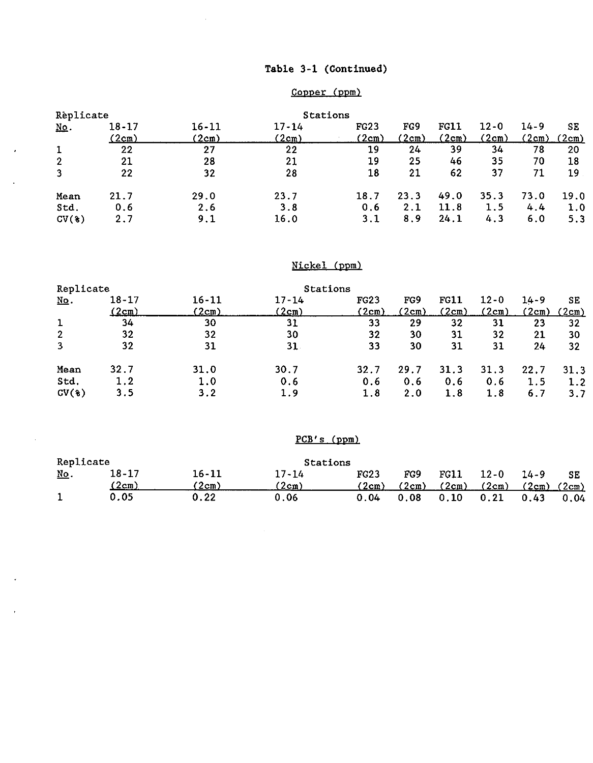**Table 3-1 (Continued)**

Copper (ppm)

| Replicate No. | 18-17 (2cm) | 16-11 (2cm) | 17-14 (2cm) | FG23 (2cm) | FG9 (2cm) | FG11 (2cm) | 12-0 (2cm) | 14-9 (2cm) | SE (2cm) |
|---|---|---|---|---|---|---|---|---|---|
| 1 | 22 | 27 | 22 | 19 | 24 | 39 | 34 | 78 | 20 |
| 2 | 21 | 28 | 21 | 19 | 25 | 46 | 35 | 70 | 18 |
| 3 | 22 | 32 | 28 | 18 | 21 | 62 | 37 | 71 | 19 |
| Mean | 21.7 | 29.0 | 23.7 | 18.7 | 23.3 | 49.0 | 35.3 | 73.0 | 19.0 |
| Std. | 0.6 | 2.6 | 3.8 | 0.6 | 2.1 | 11.8 | 1.5 | 4.4 | 1.0 |
| CV(%) | 2.7 | 9.1 | 16.0 | 3.1 | 8.9 | 24.1 | 4.3 | 6.0 | 5.3 |

Nickel (ppm)

| Replicate No. | 18-17 (2cm) | 16-11 (2cm) | 17-14 (2cm) | FG23 (2cm) | FG9 (2cm) | FG11 (2cm) | 12-0 (2cm) | 14-9 (2cm) | SE (2cm) |
|---|---|---|---|---|---|---|---|---|---|
| 1 | 34 | 30 | 31 | 33 | 29 | 32 | 31 | 23 | 32 |
| 2 | 32 | 32 | 30 | 32 | 30 | 31 | 32 | 21 | 30 |
| 3 | 32 | 31 | 31 | 33 | 30 | 31 | 31 | 24 | 32 |
| Mean | 32.7 | 31.0 | 30.7 | 32.7 | 29.7 | 31.3 | 31.3 | 22.7 | 31.3 |
| Std. | 1.2 | 1.0 | 0.6 | 0.6 | 0.6 | 0.6 | 0.6 | 1.5 | 1.2 |
| CV(%) | 3.5 | 3.2 | 1.9 | 1.8 | 2.0 | 1.8 | 1.8 | 6.7 | 3.7 |

PCB's (ppm)

| Replicate No. | 18-17 (2cm) | 16-11 (2cm) | 17-14 (2cm) | FG23 (2cm) | FG9 (2cm) | FG11 (2cm) | 12-0 (2cm) | 14-9 (2cm) | SE (2cm) |
|---|---|---|---|---|---|---|---|---|---|
| 1 | 0.05 | 0.22 | 0.06 | 0.04 | 0.08 | 0.10 | 0.21 | 0.43 | 0.04 |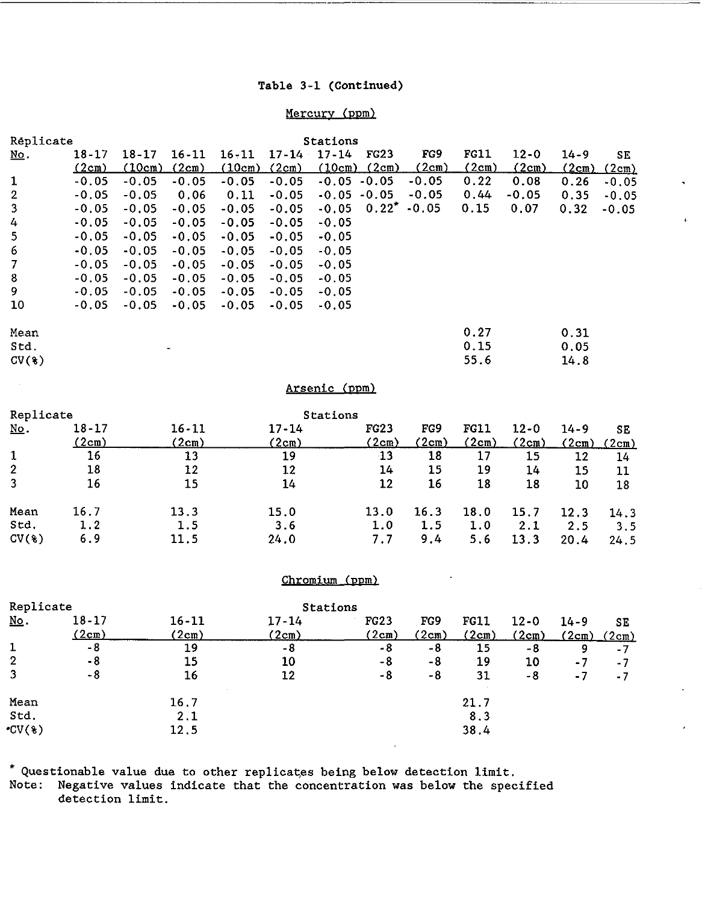### Table 3-1 (Continued)

#### Mercury (ppm)

| Replicate No. | 18-17 (2cm) | 18-17 (10cm) | 16-11 (2cm) | 16-11 (10cm) | 17-14 (2cm) | 17-14 (10cm) | FG23 (2cm) | FG9 (2cm) | FG11 (2cm) | 12-0 (2cm) | 14-9 (2cm) | SE (2cm) |
|---|---|---|---|---|---|---|---|---|---|---|---|---|
| 1 | -0.05 | -0.05 | -0.05 | -0.05 | -0.05 | -0.05 | -0.05 | -0.05 | 0.22 | 0.08 | 0.26 | -0.05 |
| 2 | -0.05 | -0.05 | 0.06 | 0.11 | -0.05 | -0.05 | -0.05 | -0.05 | 0.44 | -0.05 | 0.35 | -0.05 |
| 3 | -0.05 | -0.05 | -0.05 | -0.05 | -0.05 | -0.05 | 0.22* | -0.05 | 0.15 | 0.07 | 0.32 | -0.05 |
| 4 | -0.05 | -0.05 | -0.05 | -0.05 | -0.05 | -0.05 | | | | | | |
| 5 | -0.05 | -0.05 | -0.05 | -0.05 | -0.05 | -0.05 | | | | | | |
| 6 | -0.05 | -0.05 | -0.05 | -0.05 | -0.05 | -0.05 | | | | | | |
| 7 | -0.05 | -0.05 | -0.05 | -0.05 | -0.05 | -0.05 | | | | | | |
| 8 | -0.05 | -0.05 | -0.05 | -0.05 | -0.05 | -0.05 | | | | | | |
| 9 | -0.05 | -0.05 | -0.05 | -0.05 | -0.05 | -0.05 | | | | | | |
| 10 | -0.05 | -0.05 | -0.05 | -0.05 | -0.05 | -0.05 | | | | | | |
| Mean | | | | | | | | | 0.27 | | 0.31 | |
| Std. | | | | | | | | | 0.15 | | 0.05 | |
| CV(%) | | | | | | | | | 55.6 | | 14.8 | |

#### Arsenic (ppm)

| Replicate No. | 18-17 (2cm) | 16-11 (2cm) | 17-14 (2cm) | FG23 (2cm) | FG9 (2cm) | FG11 (2cm) | 12-0 (2cm) | 14-9 (2cm) | SE (2cm) |
|---|---|---|---|---|---|---|---|---|---|
| 1 | 16 | 13 | 19 | 13 | 18 | 17 | 15 | 12 | 14 |
| 2 | 18 | 12 | 12 | 14 | 15 | 19 | 14 | 15 | 11 |
| 3 | 16 | 15 | 14 | 12 | 16 | 18 | 18 | 10 | 18 |
| Mean | 16.7 | 13.3 | 15.0 | 13.0 | 16.3 | 18.0 | 15.7 | 12.3 | 14.3 |
| Std. | 1.2 | 1.5 | 3.6 | 1.0 | 1.5 | 1.0 | 2.1 | 2.5 | 3.5 |
| CV(%) | 6.9 | 11.5 | 24.0 | 7.7 | 9.4 | 5.6 | 13.3 | 20.4 | 24.5 |

#### Chromium (ppm)

| Replicate No. | 18-17 (2cm) | 16-11 (2cm) | 17-14 (2cm) | FG23 (2cm) | FG9 (2cm) | FG11 (2cm) | 12-0 (2cm) | 14-9 (2cm) | SE (2cm) |
|---|---|---|---|---|---|---|---|---|---|
| 1 | -8 | 19 | -8 | -8 | -8 | 15 | -8 | 9 | -7 |
| 2 | -8 | 15 | 10 | -8 | -8 | 19 | 10 | -7 | -7 |
| 3 | -8 | 16 | 12 | -8 | -8 | 31 | -8 | -7 | -7 |
| Mean | | 16.7 | | | | 21.7 | | | |
| Std. | | 2.1 | | | | 8.3 | | | |
| CV(%) | | 12.5 | | | | 38.4 | | | |

\* Questionable value due to other replicates being below detection limit.

Note: Negative values indicate that the concentration was below the specified detection limit.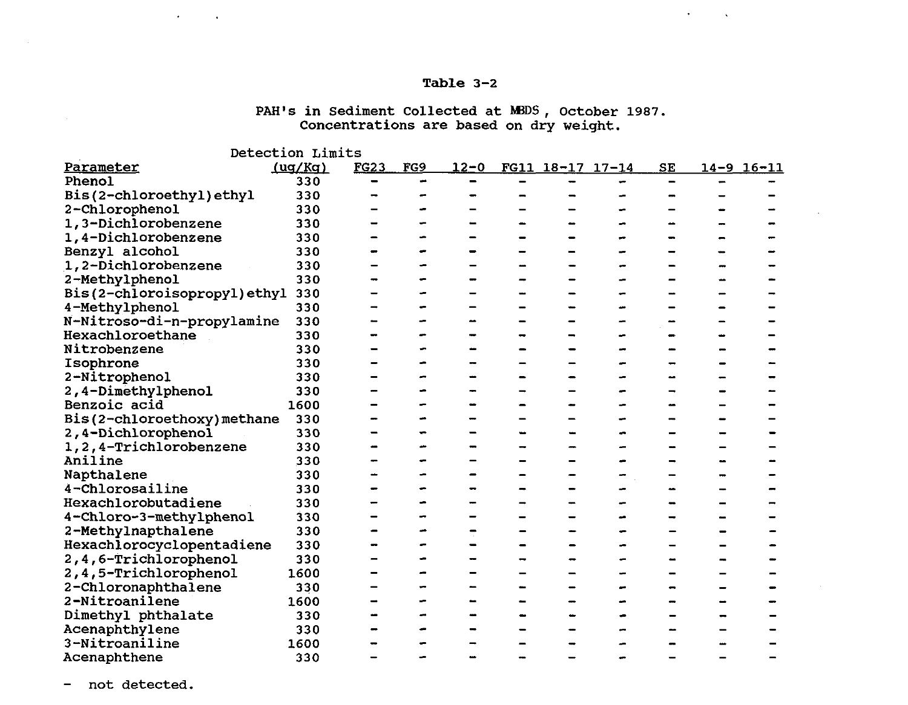# Table 3-2

PAH's in Sediment Collected at MBDS, October 1987.
Concentrations are based on dry weight.

| Parameter | Detection Limits (ug/Kg) | FG23 | FG9 | 12-0 | FG11 | 18-17 | 17-14 | SE | 14-9 | 16-11 |
|---|---|---|---|---|---|---|---|---|---|---|
| Phenol | 330 | - | - | - | - | - | - | - | - | - |
| Bis(2-chloroethyl)ethyl | 330 | - | - | - | - | - | - | - | - | - |
| 2-Chlorophenol | 330 | - | - | - | - | - | - | - | - | - |
| 1,3-Dichlorobenzene | 330 | - | - | - | - | - | - | - | - | - |
| 1,4-Dichlorobenzene | 330 | - | - | - | - | - | - | - | - | - |
| Benzyl alcohol | 330 | - | - | - | - | - | - | - | - | - |
| 1,2-Dichlorobenzene | 330 | - | - | - | - | - | - | - | - | - |
| 2-Methylphenol | 330 | - | - | - | - | - | - | - | - | - |
| Bis(2-chloroisopropyl)ethyl | 330 | - | - | - | - | - | - | - | - | - |
| 4-Methylphenol | 330 | - | - | - | - | - | - | - | - | - |
| N-Nitroso-di-n-propylamine | 330 | - | - | - | - | - | - | - | - | - |
| Hexachloroethane | 330 | - | - | - | - | - | - | - | - | - |
| Nitrobenzene | 330 | - | - | - | - | - | - | - | - | - |
| Isophrone | 330 | - | - | - | - | - | - | - | - | - |
| 2-Nitrophenol | 330 | - | - | - | - | - | - | - | - | - |
| 2,4-Dimethylphenol | 330 | - | - | - | - | - | - | - | - | - |
| Benzoic acid | 1600 | - | - | - | - | - | - | - | - | - |
| Bis(2-chloroethoxy)methane | 330 | - | - | - | - | - | - | - | - | - |
| 2,4-Dichlorophenol | 330 | - | - | - | - | - | - | - | - | - |
| 1,2,4-Trichlorobenzene | 330 | - | - | - | - | - | - | - | - | - |
| Aniline | 330 | - | - | - | - | - | - | - | - | - |
| Napthalene | 330 | - | - | - | - | - | - | - | - | - |
| 4-Chlorosailine | 330 | - | - | - | - | - | - | - | - | - |
| Hexachlorobutadiene | 330 | - | - | - | - | - | - | - | - | - |
| 4-Chloro-3-methylphenol | 330 | - | - | - | - | - | - | - | - | - |
| 2-Methylnapthalene | 330 | - | - | - | - | - | - | - | - | - |
| Hexachlorocyclopentadiene | 330 | - | - | - | - | - | - | - | - | - |
| 2,4,6-Trichlorophenol | 330 | - | - | - | - | - | - | - | - | - |
| 2,4,5-Trichlorophenol | 1600 | - | - | - | - | - | - | - | - | - |
| 2-Chloronaphthalene | 330 | - | - | - | - | - | - | - | - | - |
| 2-Nitroanilene | 1600 | - | - | - | - | - | - | - | - | - |
| Dimethyl phthalate | 330 | - | - | - | - | - | - | - | - | - |
| Acenaphthylene | 330 | - | - | - | - | - | - | - | - | - |
| 3-Nitroaniline | 1600 | - | - | - | - | - | - | - | - | - |
| Acenaphthene | 330 | - | - | - | - | - | - | - | - | - |

\- not detected.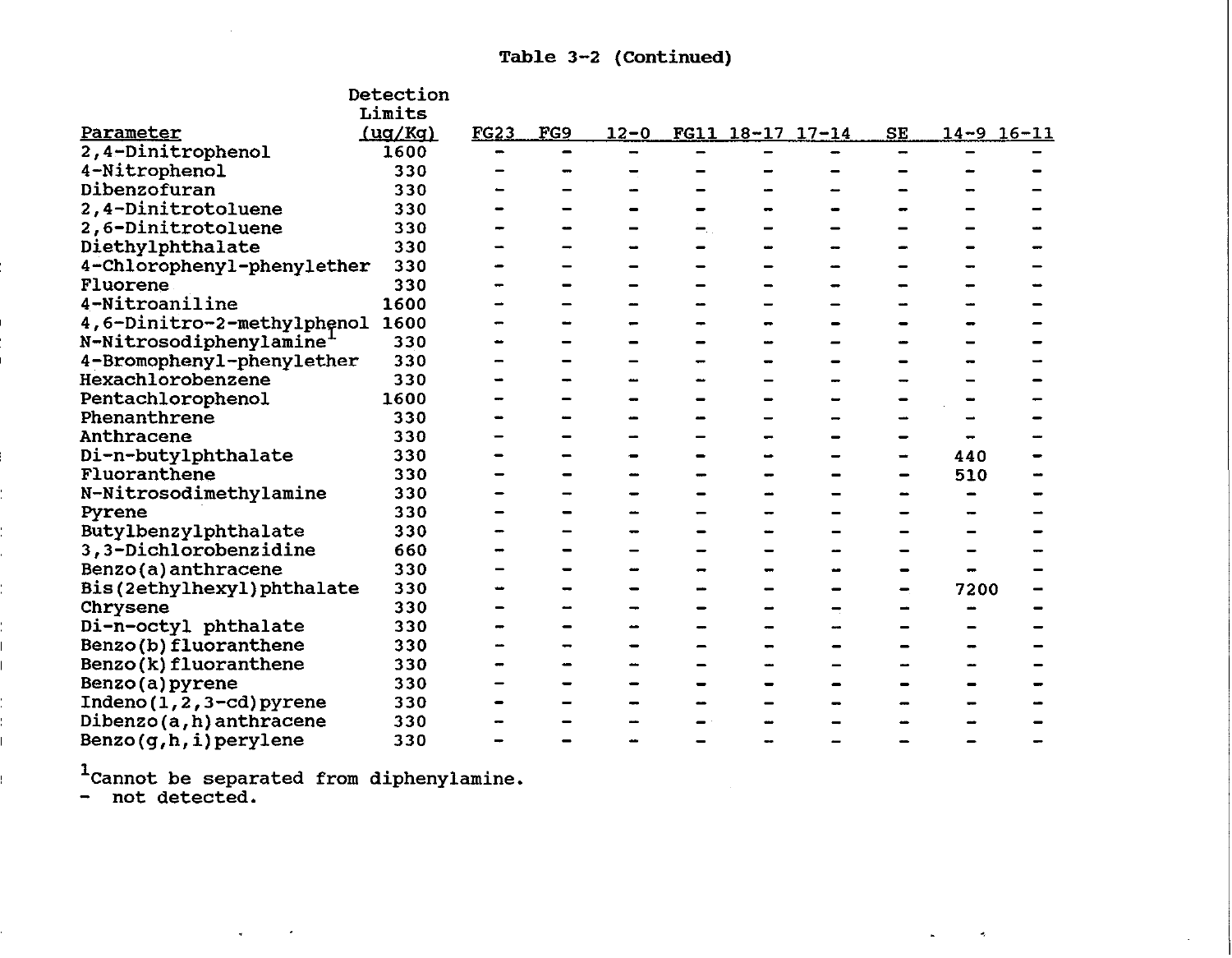Table 3-2 (Continued)

| Parameter | Detection Limits (ug/Kg) | FG23 | FG9 | 12-0 | FG11 | 18-17 | 17-14 | SE | 14-9 | 16-11 |
|---|---|---|---|---|---|---|---|---|---|---|
| 2,4-Dinitrophenol | 1600 | - | - | - | - | - | - | - | - | - |
| 4-Nitrophenol | 330 | - | - | - | - | - | - | - | - | - |
| Dibenzofuran | 330 | - | - | - | - | - | - | - | - | - |
| 2,4-Dinitrotoluene | 330 | - | - | - | - | - | - | - | - | - |
| 2,6-Dinitrotoluene | 330 | - | - | - | - | - | - | - | - | - |
| Diethylphthalate | 330 | - | - | - | - | - | - | - | - | - |
| 4-Chlorophenyl-phenylether | 330 | - | - | - | - | - | - | - | - | - |
| Fluorene | 330 | - | - | - | - | - | - | - | - | - |
| 4-Nitroaniline | 1600 | - | - | - | - | - | - | - | - | - |
| 4,6-Dinitro-2-methylphenol | 1600 | - | - | - | - | - | - | - | - | - |
| N-Nitrosodiphenylamine[1] | 330 | - | - | - | - | - | - | - | - | - |
| 4-Bromophenyl-phenylether | 330 | - | - | - | - | - | - | - | - | - |
| Hexachlorobenzene | 330 | - | - | - | - | - | - | - | - | - |
| Pentachlorophenol | 1600 | - | - | - | - | - | - | - | - | - |
| Phenanthrene | 330 | - | - | - | - | - | - | - | - | - |
| Anthracene | 330 | - | - | - | - | - | - | - | - | - |
| Di-n-butylphthalate | 330 | - | - | - | - | - | - | - | 440 | - |
| Fluoranthene | 330 | - | - | - | - | - | - | - | 510 | - |
| N-Nitrosodimethylamine | 330 | - | - | - | - | - | - | - | - | - |
| Pyrene | 330 | - | - | - | - | - | - | - | - | - |
| Butylbenzylphthalate | 330 | - | - | - | - | - | - | - | - | - |
| 3,3-Dichlorobenzidine | 660 | - | - | - | - | - | - | - | - | - |
| Benzo(a)anthracene | 330 | - | - | - | - | - | - | - | - | - |
| Bis(2ethylhexyl)phthalate | 330 | - | - | - | - | - | - | - | 7200 | - |
| Chrysene | 330 | - | - | - | - | - | - | - | - | - |
| Di-n-octyl phthalate | 330 | - | - | - | - | - | - | - | - | - |
| Benzo(b)fluoranthene | 330 | - | - | - | - | - | - | - | - | - |
| Benzo(k)fluoranthene | 330 | - | - | - | - | - | - | - | - | - |
| Benzo(a)pyrene | 330 | - | - | - | - | - | - | - | - | - |
| Indeno(1,2,3-cd)pyrene | 330 | - | - | - | - | - | - | - | - | - |
| Dibenzo(a,h)anthracene | 330 | - | - | - | - | - | - | - | - | - |
| Benzo(g,h,i)perylene | 330 | - | - | - | - | - | - | - | - | - |

[1]Cannot be separated from diphenylamine.

\- not detected.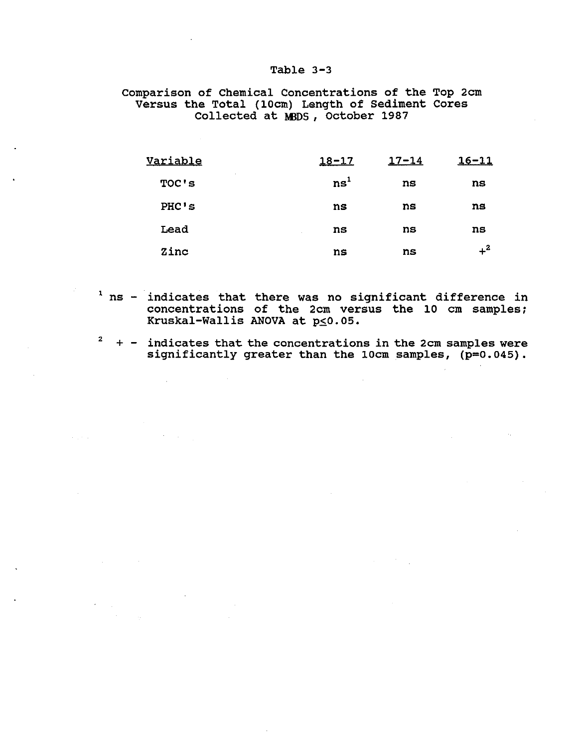Table 3-3

Comparison of Chemical Concentrations of the Top 2cm Versus the Total (10cm) Length of Sediment Cores Collected at MBDS, October 1987

| Variable | 18-17 | 17-14 | 16-11 |
|---|---|---|---|
| TOC's | ns[1] | ns | ns |
| PHC's | ns | ns | ns |
| Lead | ns | ns | ns |
| Zinc | ns | ns | +[2] |

[1] ns - indicates that there was no significant difference in concentrations of the 2cm versus the 10 cm samples; Kruskal-Wallis ANOVA at $p \leq 0.05$.

[2] + - indicates that the concentrations in the 2cm samples were significantly greater than the 10cm samples, ($p=0.045$).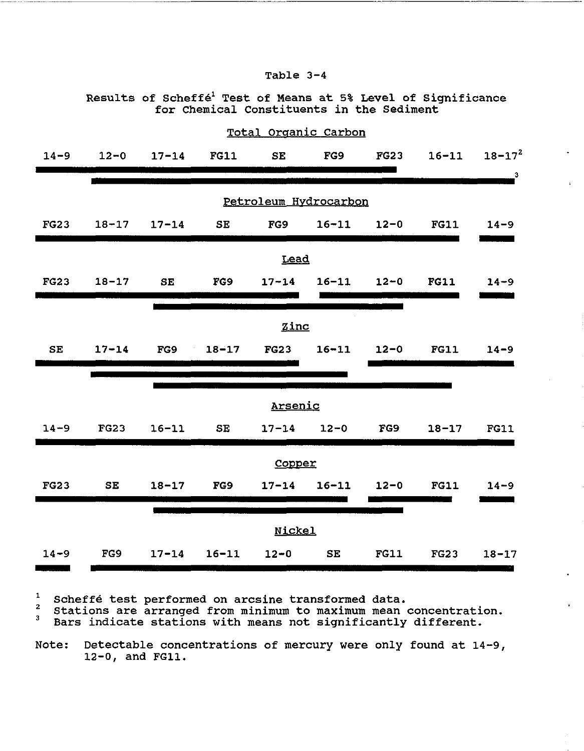Table 3-4

Results of Scheffé[1] Test of Means at 5% Level of Significance for Chemical Constituents in the Sediment

Total Organic Carbon

| | | | | | | | | |
|---|---|---|---|---|---|---|---|---|
| 14-9 | 12-0 | 17-14 | FG11 | SE | FG9 | FG23 | 16-11 | 18-17[2] |

Petroleum Hydrocarbon

| | | | | | | | | |
|---|---|---|---|---|---|---|---|---|
| FG23 | 18-17 | 17-14 | SE | FG9 | 16-11 | 12-0 | FG11 | 14-9 |

Lead

| | | | | | | | | |
|---|---|---|---|---|---|---|---|---|
| FG23 | 18-17 | SE | FG9 | 17-14 | 16-11 | 12-0 | FG11 | 14-9 |

Zinc

| | | | | | | | | |
|---|---|---|---|---|---|---|---|---|
| SE | 17-14 | FG9 | 18-17 | FG23 | 16-11 | 12-0 | FG11 | 14-9 |

Arsenic

| | | | | | | | | |
|---|---|---|---|---|---|---|---|---|
| 14-9 | FG23 | 16-11 | SE | 17-14 | 12-0 | FG9 | 18-17 | FG11 |

Copper

| | | | | | | | | |
|---|---|---|---|---|---|---|---|---|
| FG23 | SE | 18-17 | FG9 | 17-14 | 16-11 | 12-0 | FG11 | 14-9 |

Nickel

| | | | | | | | | |
|---|---|---|---|---|---|---|---|---|
| 14-9 | FG9 | 17-14 | 16-11 | 12-0 | SE | FG11 | FG23 | 18-17 |

[1] Scheffé test performed on arcsine transformed data.
[2] Stations are arranged from minimum to maximum mean concentration.
[3] Bars indicate stations with means not significantly different.

Note: Detectable concentrations of mercury were only found at 14-9, 12-0, and FG11.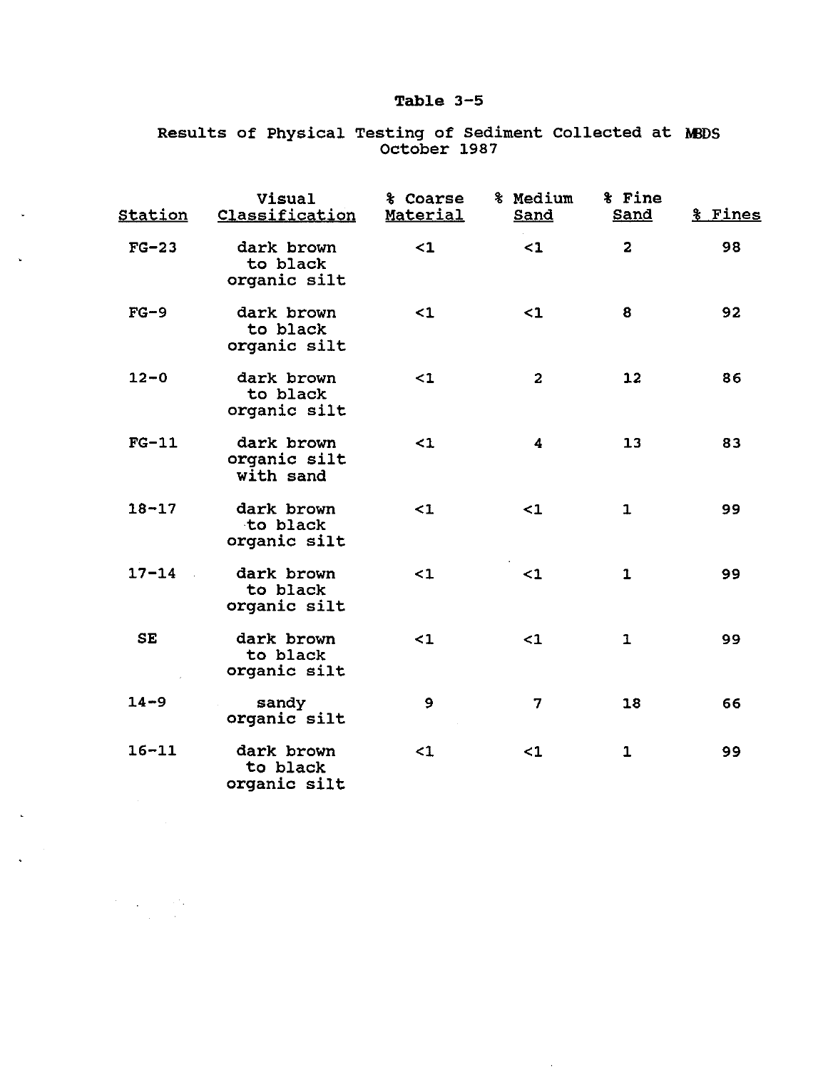**Table 3-5**

Results of Physical Testing of Sediment Collected at MBDS
October 1987

| Station | Visual Classification | % Coarse Material | % Medium Sand | % Fine Sand | % Fines |
|---|---|---|---|---|---|
| FG-23 | dark brown to black organic silt | <1 | <1 | 2 | 98 |
| FG-9 | dark brown to black organic silt | <1 | <1 | 8 | 92 |
| 12-0 | dark brown to black organic silt | <1 | 2 | 12 | 86 |
| FG-11 | dark brown organic silt with sand | <1 | 4 | 13 | 83 |
| 18-17 | dark brown to black organic silt | <1 | <1 | 1 | 99 |
| 17-14 | dark brown to black organic silt | <1 | <1 | 1 | 99 |
| SE | dark brown to black organic silt | <1 | <1 | 1 | 99 |
| 14-9 | sandy organic silt | 9 | 7 | 18 | 66 |
| 16-11 | dark brown to black organic silt | <1 | <1 | 1 | 99 |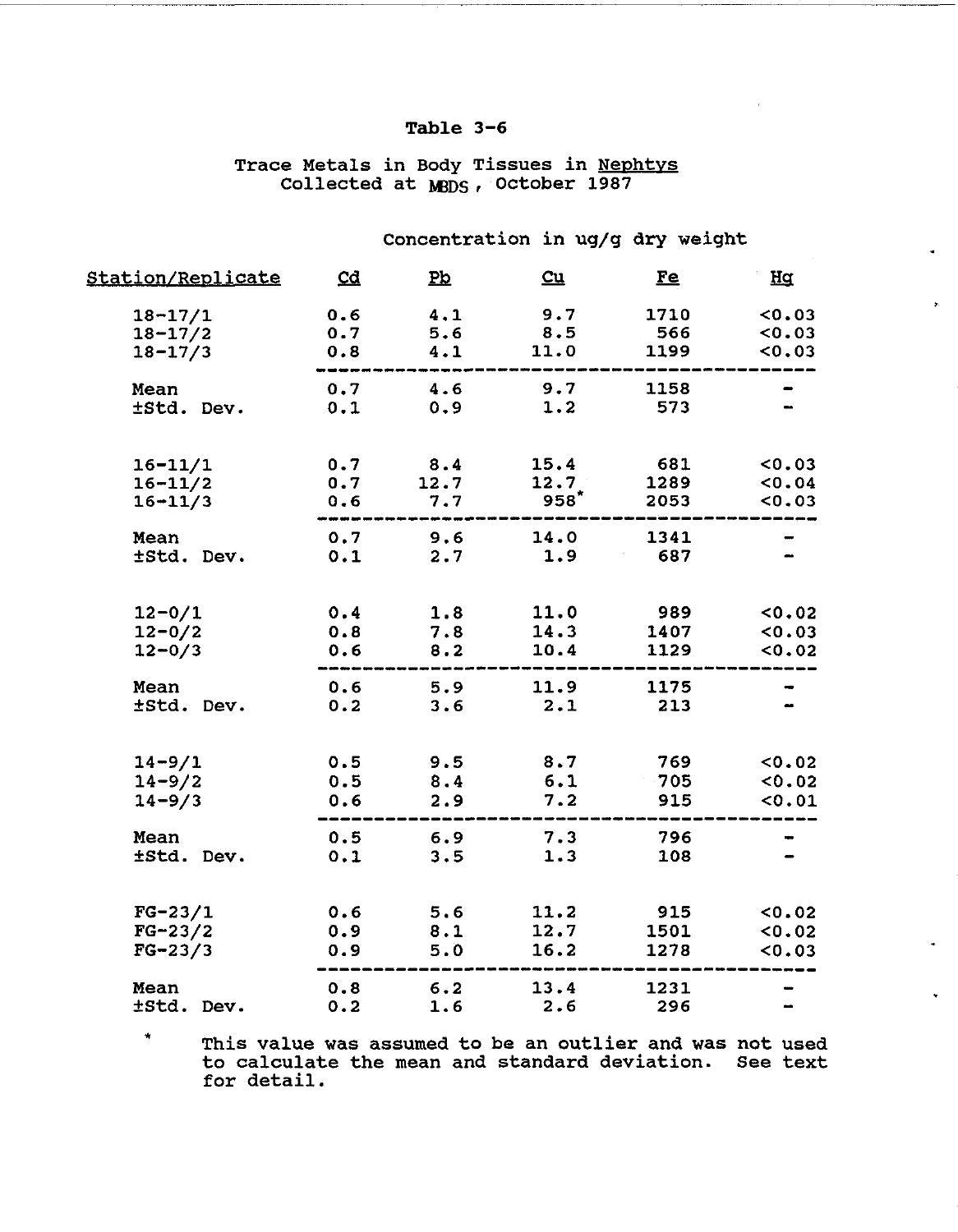# Table 3-6

Trace Metals in Body Tissues in Nephtys Collected at MBDS, October 1987

| Station/Replicate | Cd | Pb | Cu | Fe | Hg |
|---|---|---|---|---|---|
| | | Concentration in ug/g dry weight | | | |
| 18-17/1 | 0.6 | 4.1 | 9.7 | 1710 | <0.03 |
| 18-17/2 | 0.7 | 5.6 | 8.5 | 566 | <0.03 |
| 18-17/3 | 0.8 | 4.1 | 11.0 | 1199 | <0.03 |
| Mean | 0.7 | 4.6 | 9.7 | 1158 | - |
| ±Std. Dev. | 0.1 | 0.9 | 1.2 | 573 | - |
| 16-11/1 | 0.7 | 8.4 | 15.4 | 681 | <0.03 |
| 16-11/2 | 0.7 | 12.7 | 12.7 | 1289 | <0.04 |
| 16-11/3 | 0.6 | 7.7 | 958* | 2053 | <0.03 |
| Mean | 0.7 | 9.6 | 14.0 | 1341 | - |
| ±Std. Dev. | 0.1 | 2.7 | 1.9 | 687 | - |
| 12-0/1 | 0.4 | 1.8 | 11.0 | 989 | <0.02 |
| 12-0/2 | 0.8 | 7.8 | 14.3 | 1407 | <0.03 |
| 12-0/3 | 0.6 | 8.2 | 10.4 | 1129 | <0.02 |
| Mean | 0.6 | 5.9 | 11.9 | 1175 | - |
| ±Std. Dev. | 0.2 | 3.6 | 2.1 | 213 | - |
| 14-9/1 | 0.5 | 9.5 | 8.7 | 769 | <0.02 |
| 14-9/2 | 0.5 | 8.4 | 6.1 | 705 | <0.02 |
| 14-9/3 | 0.6 | 2.9 | 7.2 | 915 | <0.01 |
| Mean | 0.5 | 6.9 | 7.3 | 796 | - |
| ±Std. Dev. | 0.1 | 3.5 | 1.3 | 108 | - |
| FG-23/1 | 0.6 | 5.6 | 11.2 | 915 | <0.02 |
| FG-23/2 | 0.9 | 8.1 | 12.7 | 1501 | <0.02 |
| FG-23/3 | 0.9 | 5.0 | 16.2 | 1278 | <0.03 |
| Mean | 0.8 | 6.2 | 13.4 | 1231 | - |
| ±Std. Dev. | 0.2 | 1.6 | 2.6 | 296 | - |

\* This value was assumed to be an outlier and was not used to calculate the mean and standard deviation. See text for detail.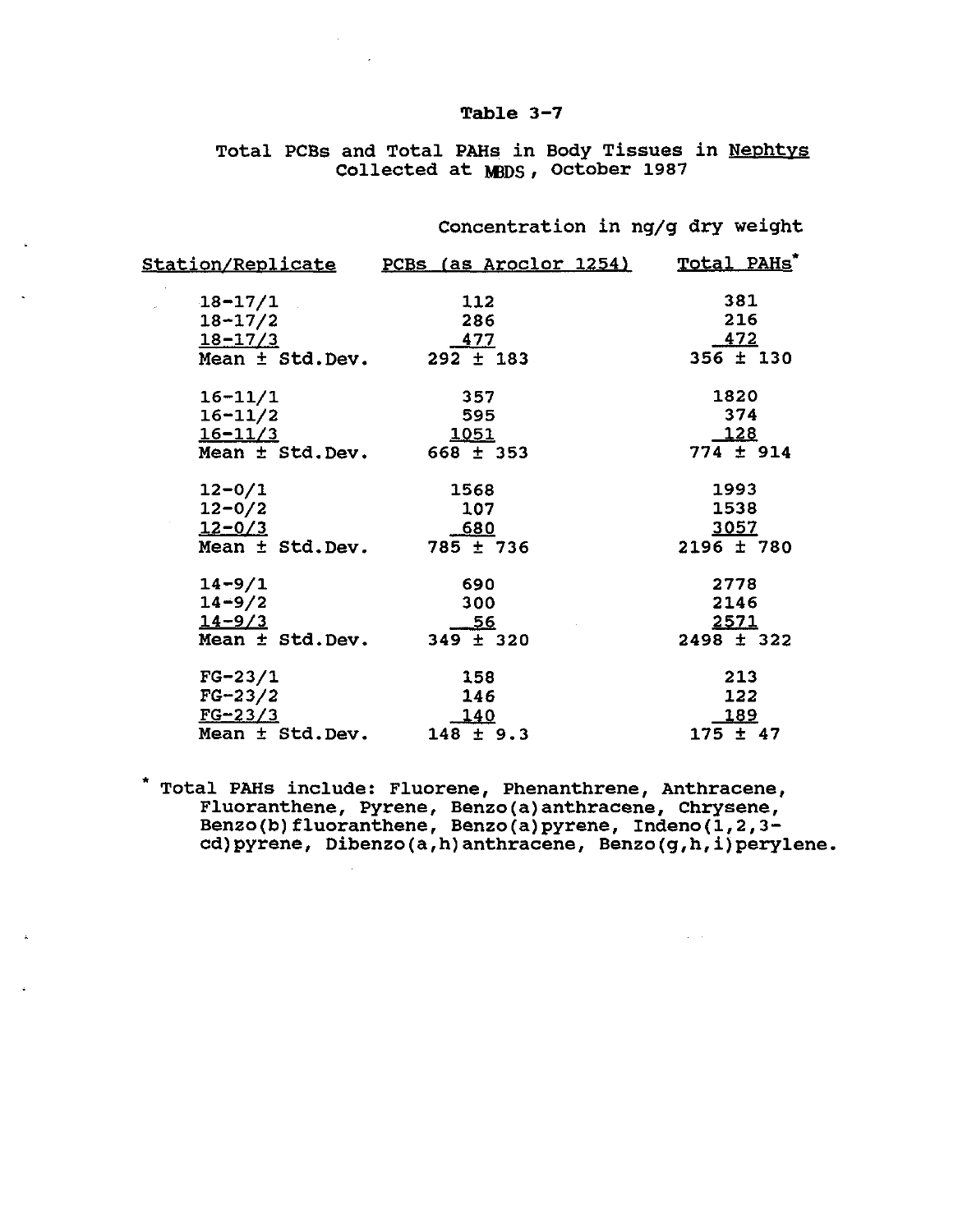# Table 3-7

## Total PCBs and Total PAHs in Body Tissues in *Nephtys* Collected at MBDS, October 1987

Concentration in ng/g dry weight

| Station/Replicate | PCBs (as Aroclor 1254) | Total PAHs* |
|---|---|---|
| 18-17/1 | 112 | 381 |
| 18-17/2 | 286 | 216 |
| 18-17/3 | 477 | 472 |
| Mean ± Std.Dev. | 292 ± 183 | 356 ± 130 |
| 16-11/1 | 357 | 1820 |
| 16-11/2 | 595 | 374 |
| 16-11/3 | 1051 | 128 |
| Mean ± Std.Dev. | 668 ± 353 | 774 ± 914 |
| 12-0/1 | 1568 | 1993 |
| 12-0/2 | 107 | 1538 |
| 12-0/3 | 680 | 3057 |
| Mean ± Std.Dev. | 785 ± 736 | 2196 ± 780 |
| 14-9/1 | 690 | 2778 |
| 14-9/2 | 300 | 2146 |
| 14-9/3 | 56 | 2571 |
| Mean ± Std.Dev. | 349 ± 320 | 2498 ± 322 |
| FG-23/1 | 158 | 213 |
| FG-23/2 | 146 | 122 |
| FG-23/3 | 140 | 189 |
| Mean ± Std.Dev. | 148 ± 9.3 | 175 ± 47 |

\* Total PAHs include: Fluorene, Phenanthrene, Anthracene, Fluoranthene, Pyrene, Benzo(a)anthracene, Chrysene, Benzo(b)fluoranthene, Benzo(a)pyrene, Indeno(1,2,3-cd)pyrene, Dibenzo(a,h)anthracene, Benzo(g,h,i)perylene.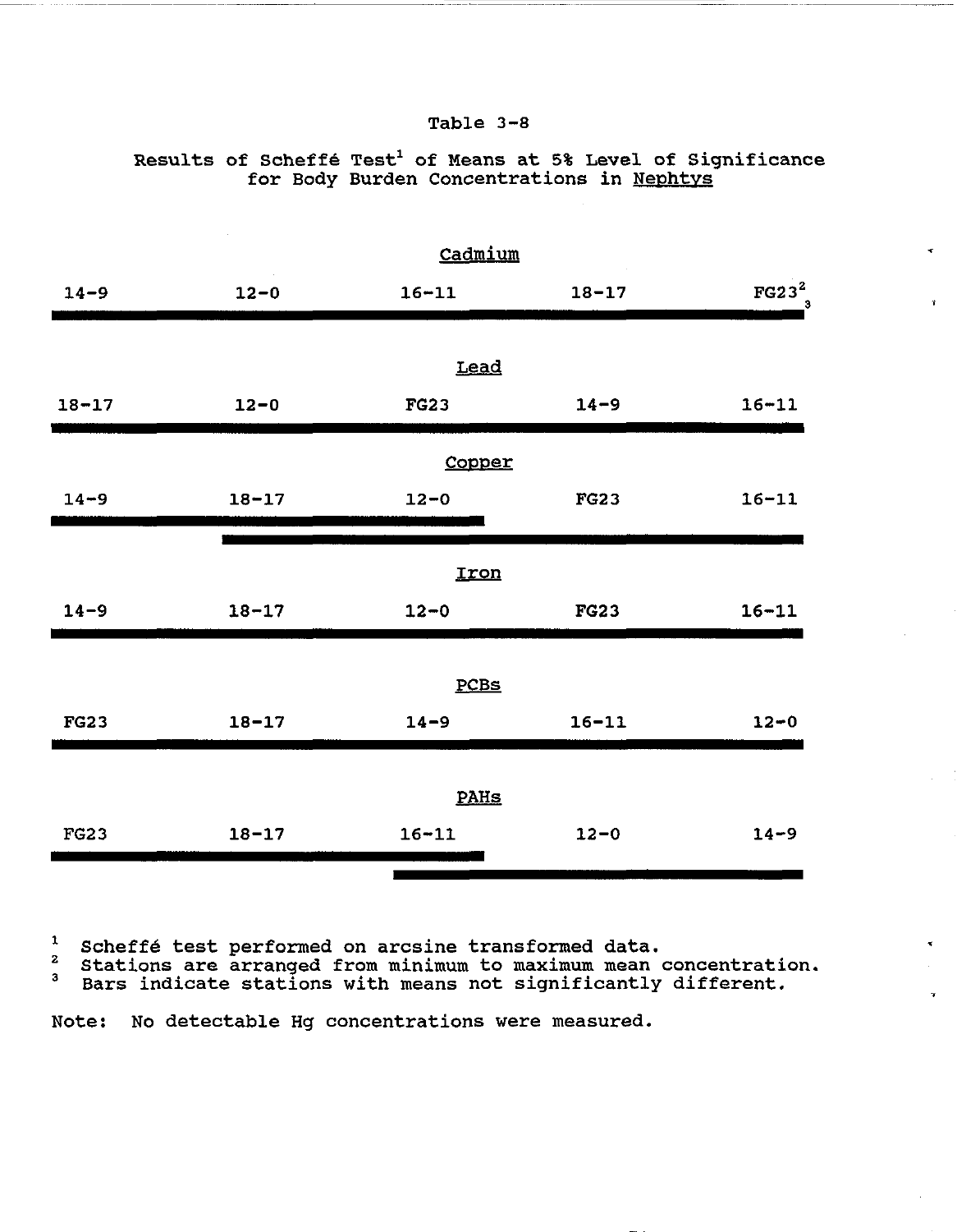# Table 3-8

## Results of Scheffé Test[1] of Means at 5% Level of Significance for Body Burden Concentrations in Nephtys

**Cadmium**

| 14-9 | 12-0 | 16-11 | 18-17 | FG23[2] |
|---|---|---|---|---|
| ━━━━ | ━━━━ | ━━━━ | ━━━━ | ━━━━[3] |

**Lead**

| 18-17 | 12-0 | FG23 | 14-9 | 16-11 |
|---|---|---|---|---|
| ━━━━ | ━━━━ | ━━━━ | ━━━━ | ━━━━ |

**Copper**

| 14-9 | 18-17 | 12-0 | FG23 | 16-11 |
|---|---|---|---|---|
| ━━━━ | ━━━━ | ━━━━ | | |
| | ━━━━ | ━━━━ | ━━━━ | ━━━━ |

**Iron**

| 14-9 | 18-17 | 12-0 | FG23 | 16-11 |
|---|---|---|---|---|
| ━━━━ | ━━━━ | ━━━━ | ━━━━ | ━━━━ |

**PCBs**

| FG23 | 18-17 | 14-9 | 16-11 | 12-0 |
|---|---|---|---|---|
| ━━━━ | ━━━━ | ━━━━ | ━━━━ | ━━━━ |

**PAHs**

| FG23 | 18-17 | 16-11 | 12-0 | 14-9 |
|---|---|---|---|---|
| ━━━━ | ━━━━ | ━━━━ | | |
| | | ━━━━ | ━━━━ | ━━━━ |

[1] Scheffé test performed on arcsine transformed data.
[2] Stations are arranged from minimum to maximum mean concentration.
[3] Bars indicate stations with means not significantly different.

Note: No detectable Hg concentrations were measured.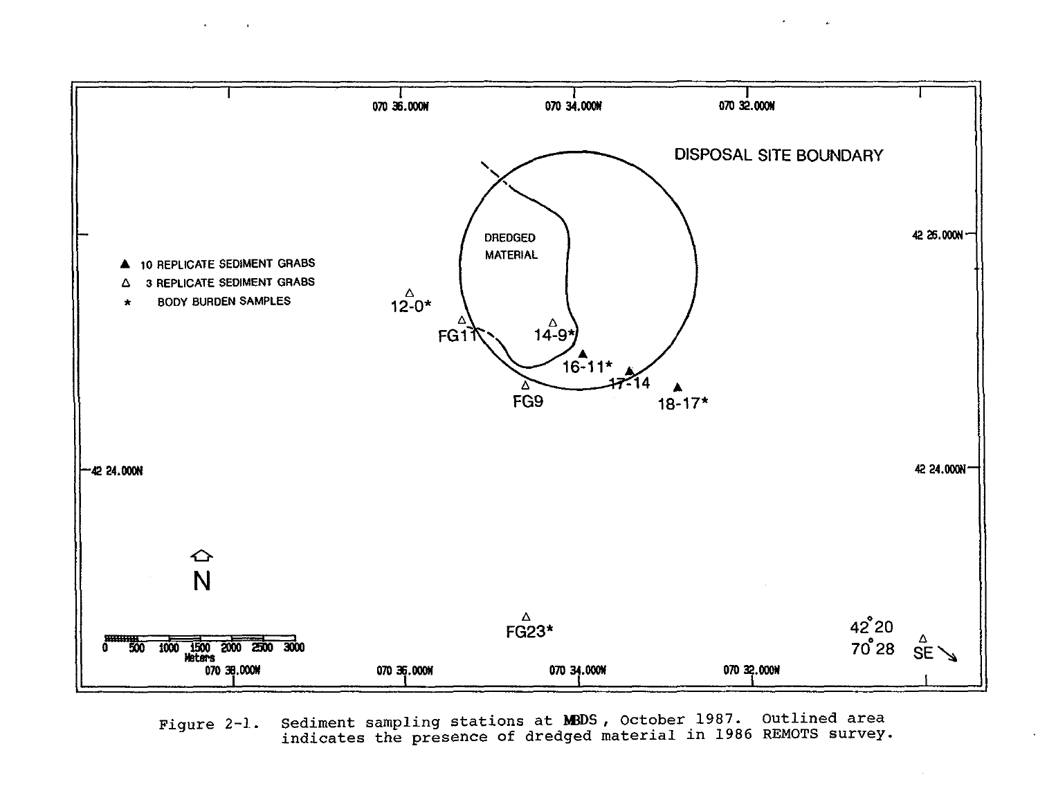070 36.000W

070 34.000W

070 32.000W

DISPOSAL SITE BOUNDARY

42 25.000N

DREDGED MATERIAL

▲ 10 REPLICATE SEDIMENT GRABS

Δ 3 REPLICATE SEDIMENT GRABS

* BODY BURDEN SAMPLES

12-0*

FG11

14-9*

16-11*

17-14

FG9

18-17*

42 24.000N

42 24.000N

N

FG23*

42°20

70°28

SE

0 500 1000 1500 2000 2500 3000

Meters

070 38.000W

070 36.000W

070 34.000W

070 32.000W

Figure 2-1. Sediment sampling stations at MBDS, October 1987. Outlined area indicates the presence of dredged material in 1986 REMOTS survey.